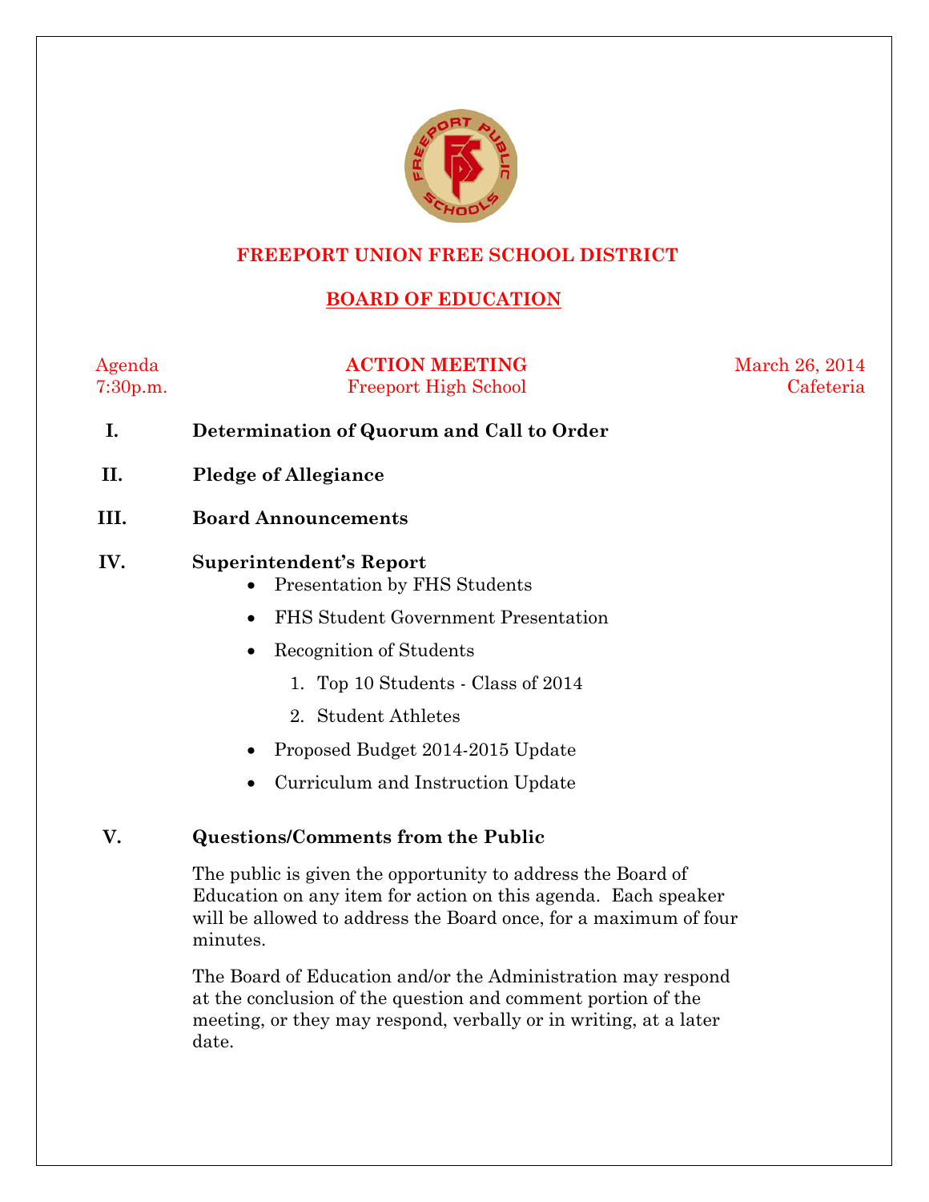# FREEPORT UNION FREE SCHOOL DISTRICT

## BOARD OF EDUCATION

Agenda
7:30p.m.

**ACTION MEETING**
Freeport High School

March 26, 2014
Cafeteria

**I. Determination of Quorum and Call to Order**

**II. Pledge of Allegiance**

**III. Board Announcements**

**IV. Superintendent's Report**

- Presentation by FHS Students
- FHS Student Government Presentation
- Recognition of Students
  1. Top 10 Students - Class of 2014
  2. Student Athletes
- Proposed Budget 2014-2015 Update
- Curriculum and Instruction Update

**V. Questions/Comments from the Public**

The public is given the opportunity to address the Board of Education on any item for action on this agenda. Each speaker will be allowed to address the Board once, for a maximum of four minutes.

The Board of Education and/or the Administration may respond at the conclusion of the question and comment portion of the meeting, or they may respond, verbally or in writing, at a later date.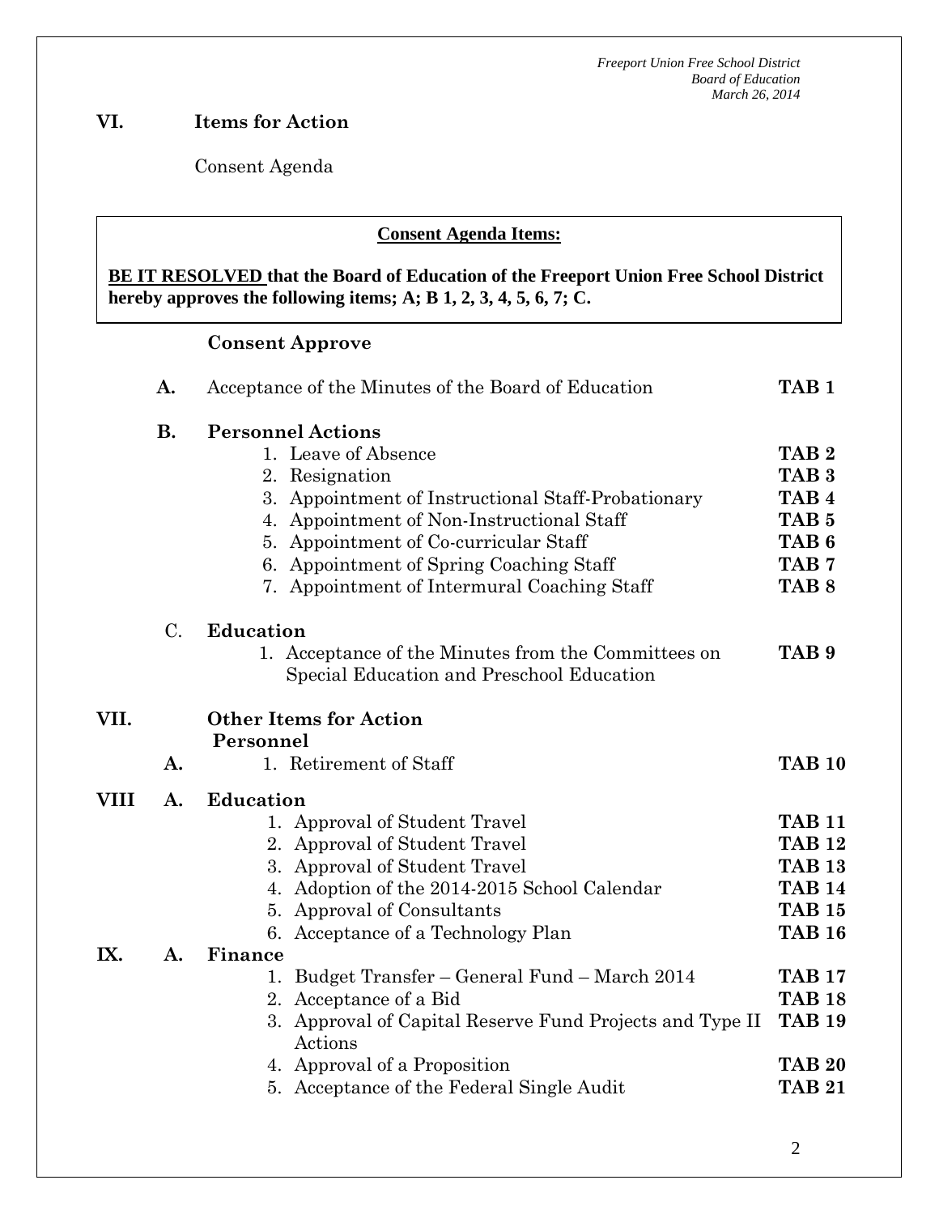## VI. Items for Action

Consent Agenda

**Consent Agenda Items:**

**BE IT RESOLVED that the Board of Education of the Freeport Union Free School District hereby approves the following items; A; B 1, 2, 3, 4, 5, 6, 7; C.**

**Consent Approve**

| | | |
|---|---|---|
| **A.** | Acceptance of the Minutes of the Board of Education | **TAB 1** |
| **B.** | **Personnel Actions** | |
| | 1. Leave of Absence | **TAB 2** |
| | 2. Resignation | **TAB 3** |
| | 3. Appointment of Instructional Staff-Probationary | **TAB 4** |
| | 4. Appointment of Non-Instructional Staff | **TAB 5** |
| | 5. Appointment of Co-curricular Staff | **TAB 6** |
| | 6. Appointment of Spring Coaching Staff | **TAB 7** |
| | 7. Appointment of Intermural Coaching Staff | **TAB 8** |
| C. | **Education** | |
| | 1. Acceptance of the Minutes from the Committees on Special Education and Preschool Education | **TAB 9** |

## VII. Other Items for Action

**Personnel**

| | | |
|---|---|---|
| **A.** | 1. Retirement of Staff | **TAB 10** |

## VIII A. Education

| | |
|---|---|
| 1. Approval of Student Travel | **TAB 11** |
| 2. Approval of Student Travel | **TAB 12** |
| 3. Approval of Student Travel | **TAB 13** |
| 4. Adoption of the 2014-2015 School Calendar | **TAB 14** |
| 5. Approval of Consultants | **TAB 15** |
| 6. Acceptance of a Technology Plan | **TAB 16** |

## IX. A. Finance

| | |
|---|---|
| 1. Budget Transfer – General Fund – March 2014 | **TAB 17** |
| 2. Acceptance of a Bid | **TAB 18** |
| 3. Approval of Capital Reserve Fund Projects and Type II Actions | **TAB 19** |
| 4. Approval of a Proposition | **TAB 20** |
| 5. Acceptance of the Federal Single Audit | **TAB 21** |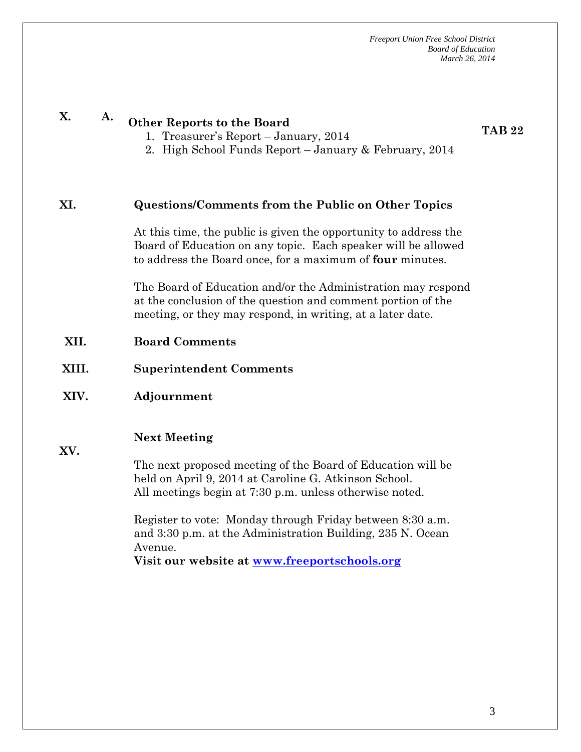**X. A. Other Reports to the Board** **TAB 22**

1. Treasurer's Report – January, 2014
2. High School Funds Report – January & February, 2014

**XI. Questions/Comments from the Public on Other Topics**

At this time, the public is given the opportunity to address the Board of Education on any topic. Each speaker will be allowed to address the Board once, for a maximum of **four** minutes.

The Board of Education and/or the Administration may respond at the conclusion of the question and comment portion of the meeting, or they may respond, in writing, at a later date.

**XII. Board Comments**

**XIII. Superintendent Comments**

**XIV. Adjournment**

**XV. Next Meeting**

The next proposed meeting of the Board of Education will be held on April 9, 2014 at Caroline G. Atkinson School. All meetings begin at 7:30 p.m. unless otherwise noted.

Register to vote: Monday through Friday between 8:30 a.m. and 3:30 p.m. at the Administration Building, 235 N. Ocean Avenue.

**Visit our website at [www.freeportschools.org](http://www.freeportschools.org)**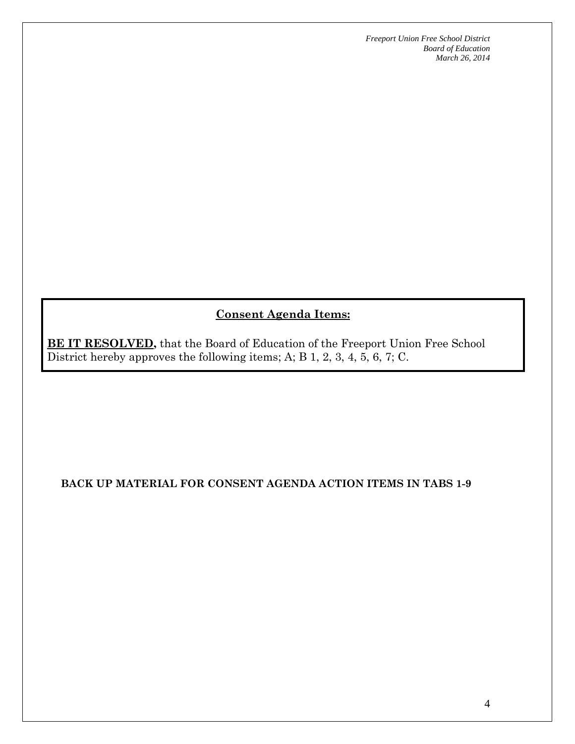## Consent Agenda Items:

**BE IT RESOLVED,** that the Board of Education of the Freeport Union Free School District hereby approves the following items; A; B 1, 2, 3, 4, 5, 6, 7; C.

**BACK UP MATERIAL FOR CONSENT AGENDA ACTION ITEMS IN TABS 1-9**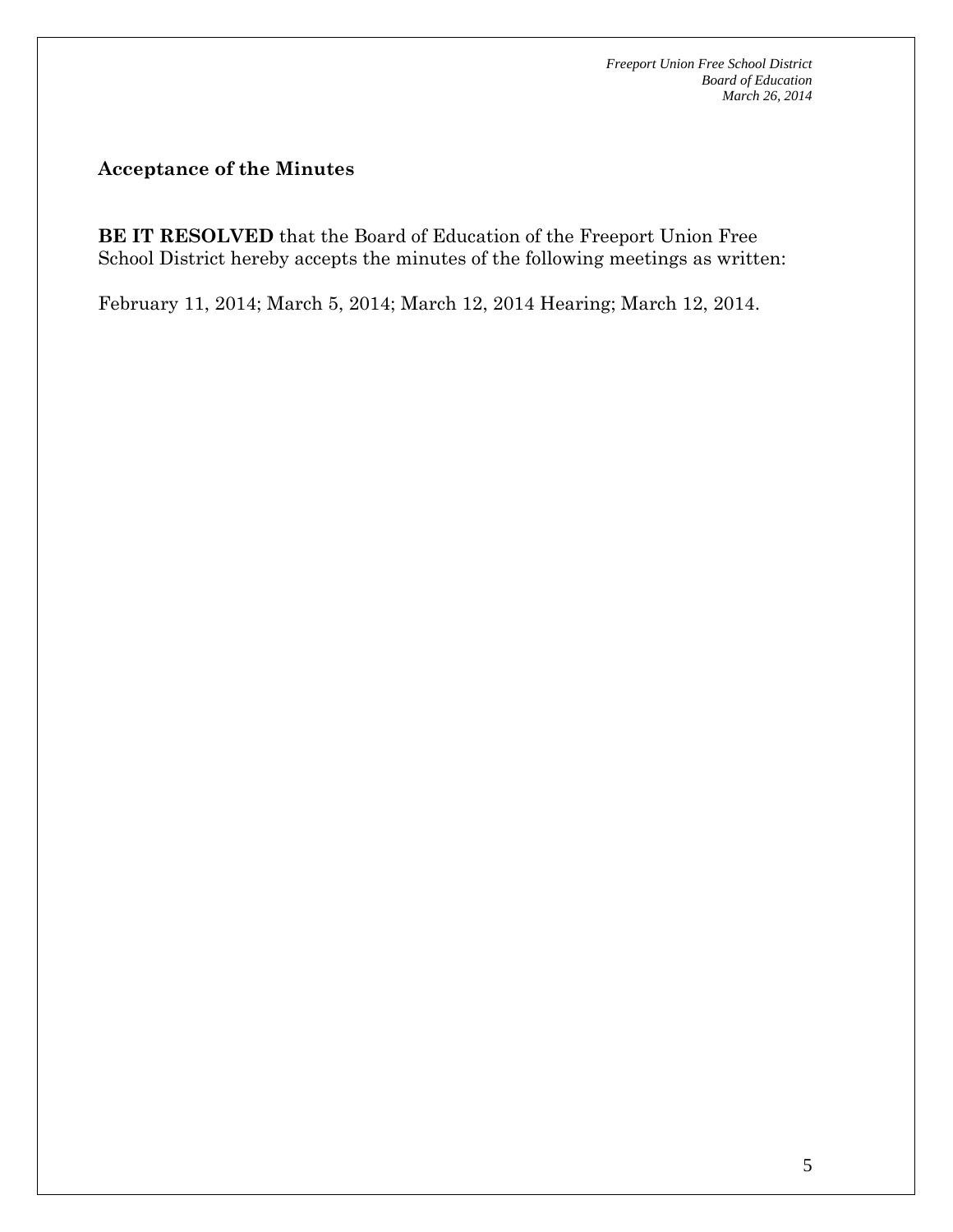## Acceptance of the Minutes

**BE IT RESOLVED** that the Board of Education of the Freeport Union Free School District hereby accepts the minutes of the following meetings as written:

February 11, 2014; March 5, 2014; March 12, 2014 Hearing; March 12, 2014.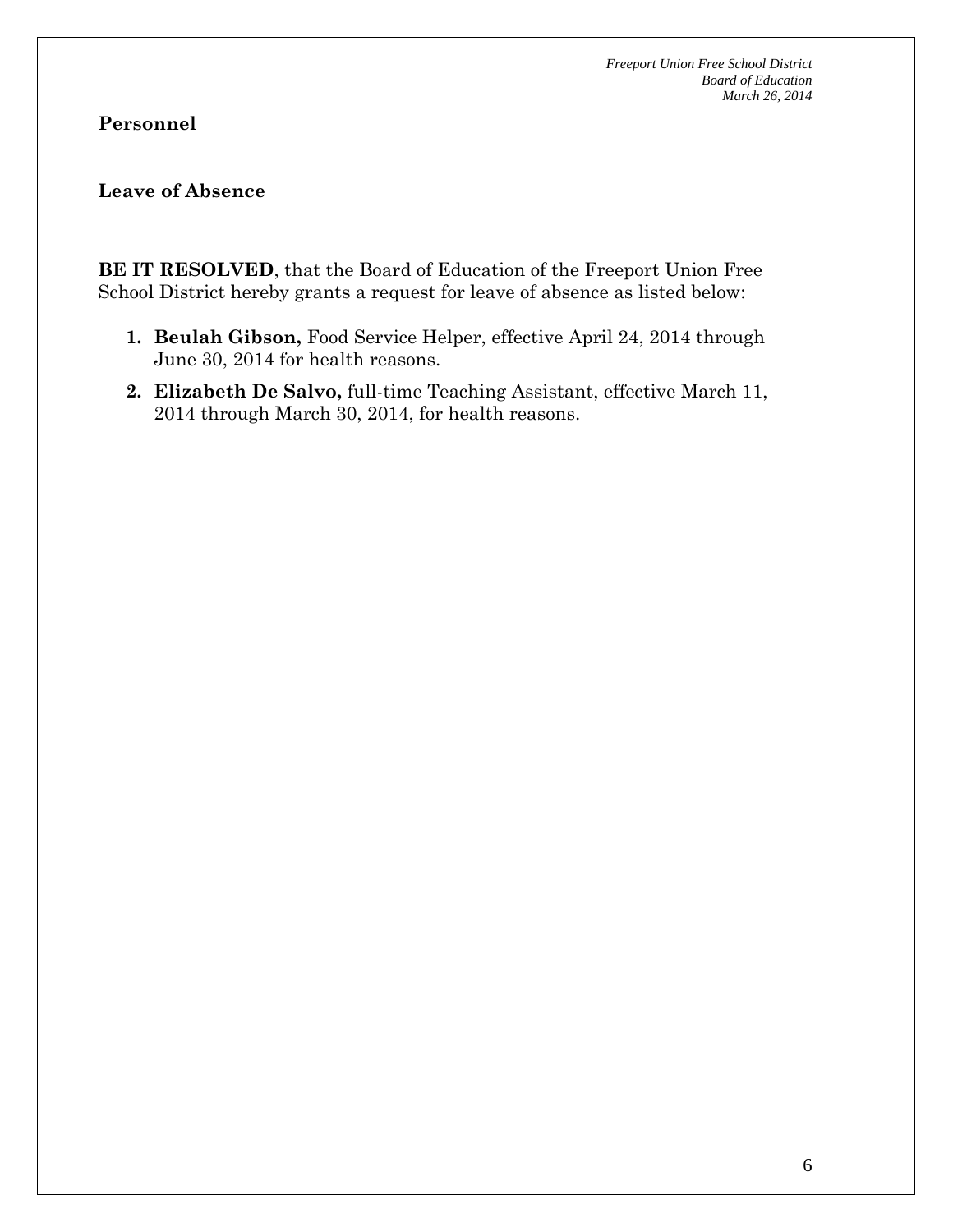## Personnel

### Leave of Absence

**BE IT RESOLVED**, that the Board of Education of the Freeport Union Free School District hereby grants a request for leave of absence as listed below:

1. **Beulah Gibson,** Food Service Helper, effective April 24, 2014 through June 30, 2014 for health reasons.
2. **Elizabeth De Salvo,** full-time Teaching Assistant, effective March 11, 2014 through March 30, 2014, for health reasons.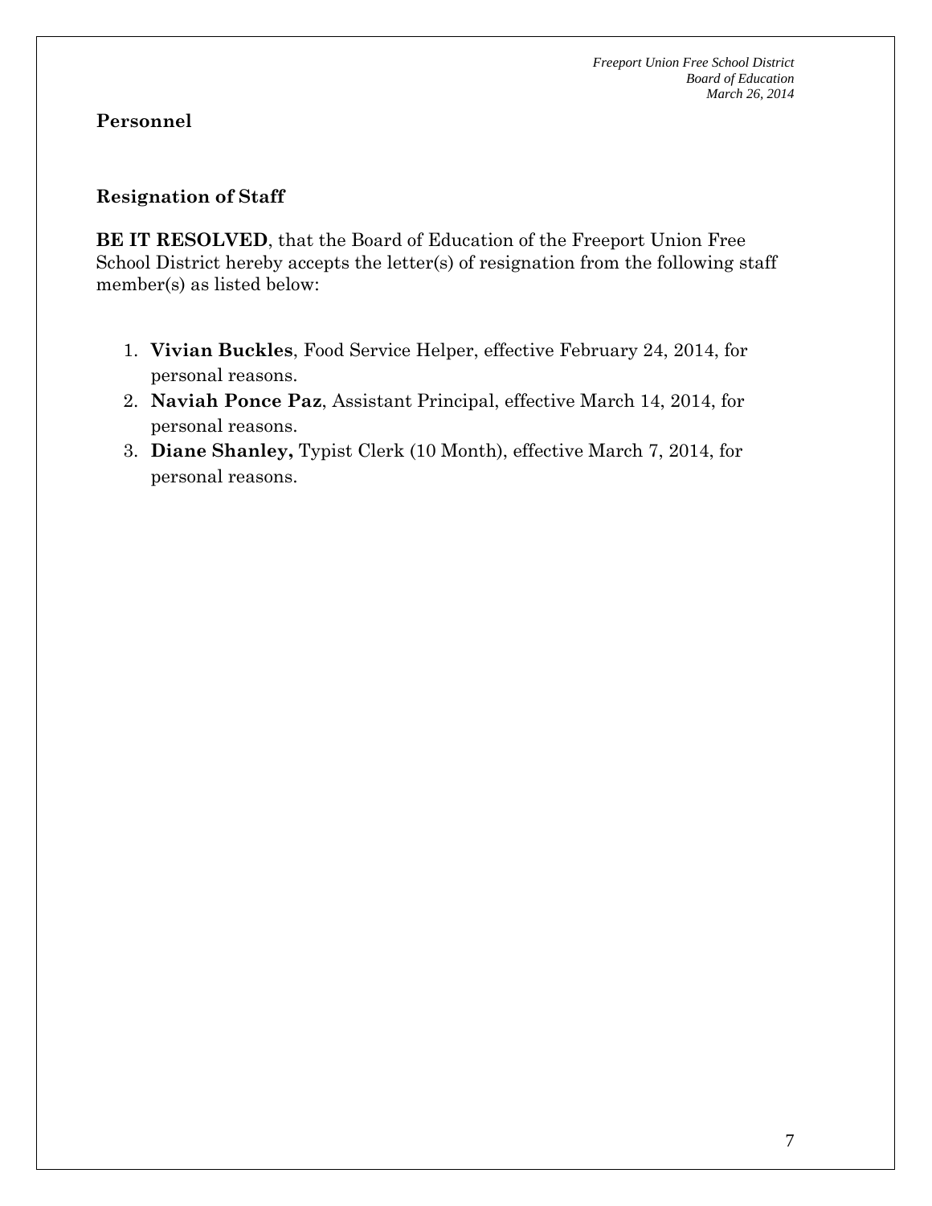## Personnel

### Resignation of Staff

**BE IT RESOLVED**, that the Board of Education of the Freeport Union Free School District hereby accepts the letter(s) of resignation from the following staff member(s) as listed below:

1. **Vivian Buckles**, Food Service Helper, effective February 24, 2014, for personal reasons.
2. **Naviah Ponce Paz**, Assistant Principal, effective March 14, 2014, for personal reasons.
3. **Diane Shanley,** Typist Clerk (10 Month), effective March 7, 2014, for personal reasons.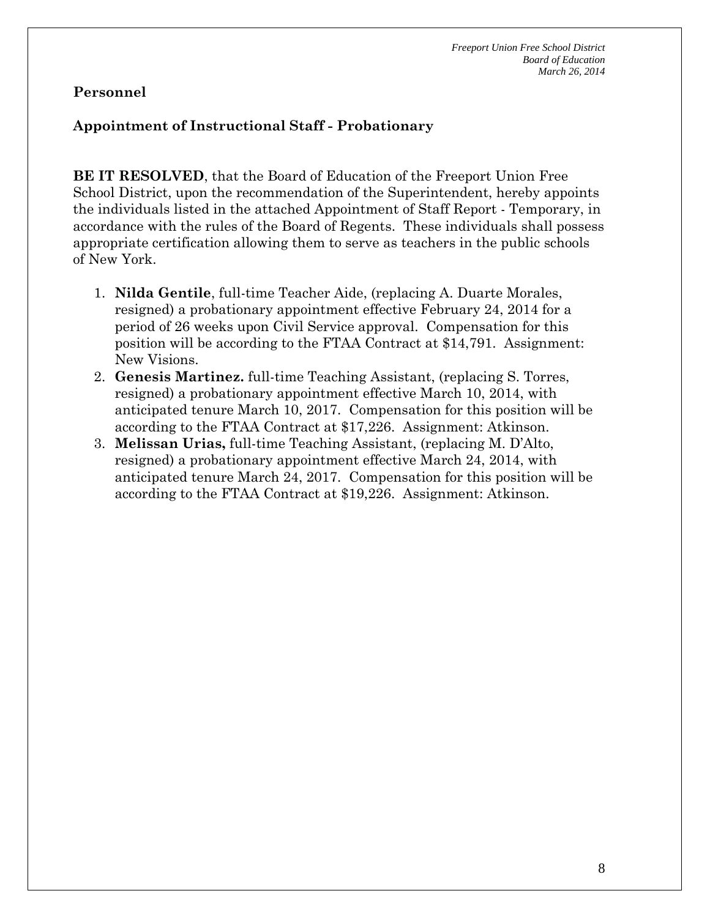## Personnel

### Appointment of Instructional Staff - Probationary

**BE IT RESOLVED**, that the Board of Education of the Freeport Union Free School District, upon the recommendation of the Superintendent, hereby appoints the individuals listed in the attached Appointment of Staff Report - Temporary, in accordance with the rules of the Board of Regents. These individuals shall possess appropriate certification allowing them to serve as teachers in the public schools of New York.

1. **Nilda Gentile**, full-time Teacher Aide, (replacing A. Duarte Morales, resigned) a probationary appointment effective February 24, 2014 for a period of 26 weeks upon Civil Service approval. Compensation for this position will be according to the FTAA Contract at $14,791. Assignment: New Visions.
2. **Genesis Martinez.** full-time Teaching Assistant, (replacing S. Torres, resigned) a probationary appointment effective March 10, 2014, with anticipated tenure March 10, 2017. Compensation for this position will be according to the FTAA Contract at $17,226. Assignment: Atkinson.
3. **Melissan Urias,** full-time Teaching Assistant, (replacing M. D'Alto, resigned) a probationary appointment effective March 24, 2014, with anticipated tenure March 24, 2017. Compensation for this position will be according to the FTAA Contract at $19,226. Assignment: Atkinson.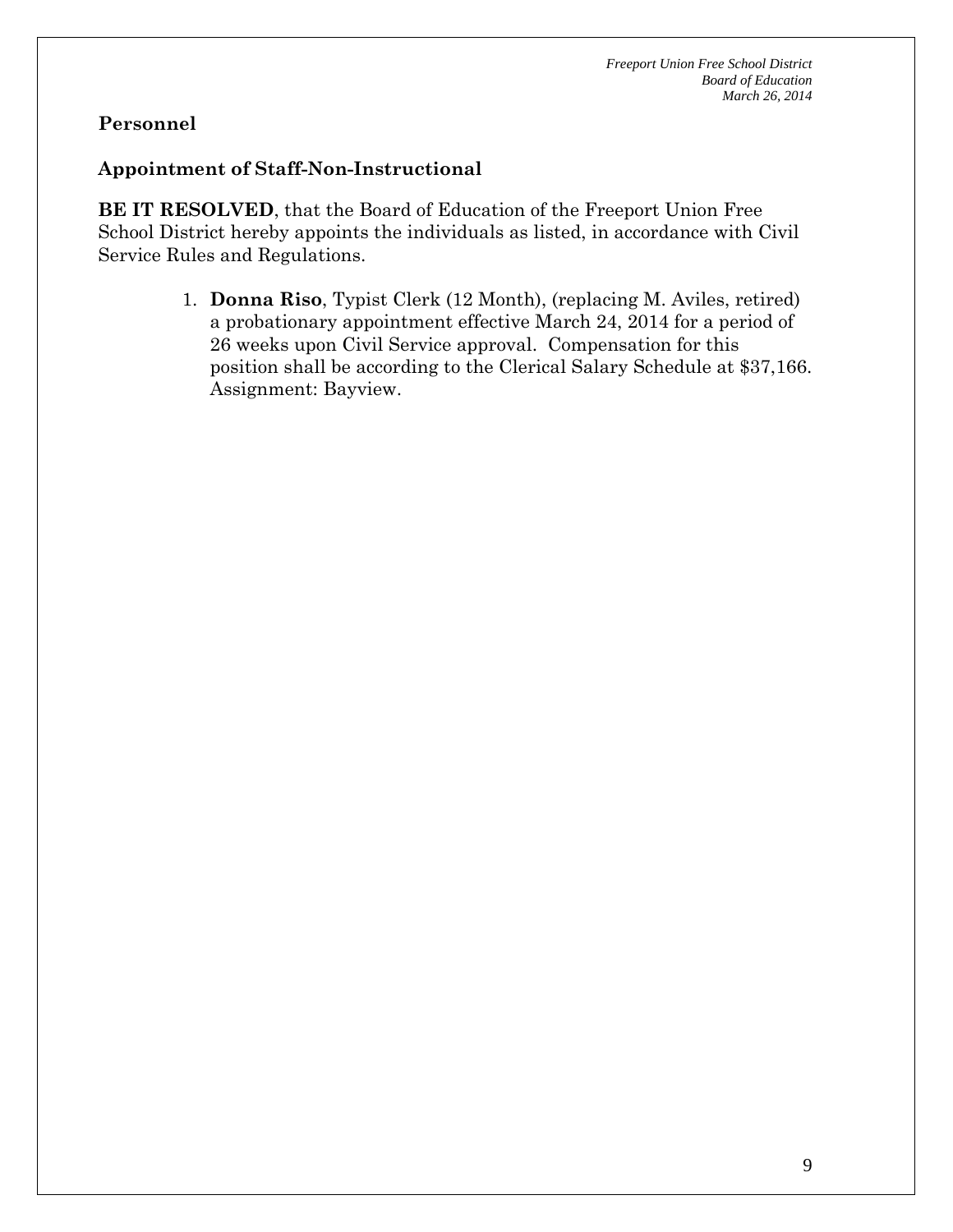## Personnel

### Appointment of Staff-Non-Instructional

**BE IT RESOLVED**, that the Board of Education of the Freeport Union Free School District hereby appoints the individuals as listed, in accordance with Civil Service Rules and Regulations.

1. **Donna Riso**, Typist Clerk (12 Month), (replacing M. Aviles, retired) a probationary appointment effective March 24, 2014 for a period of 26 weeks upon Civil Service approval. Compensation for this position shall be according to the Clerical Salary Schedule at $37,166. Assignment: Bayview.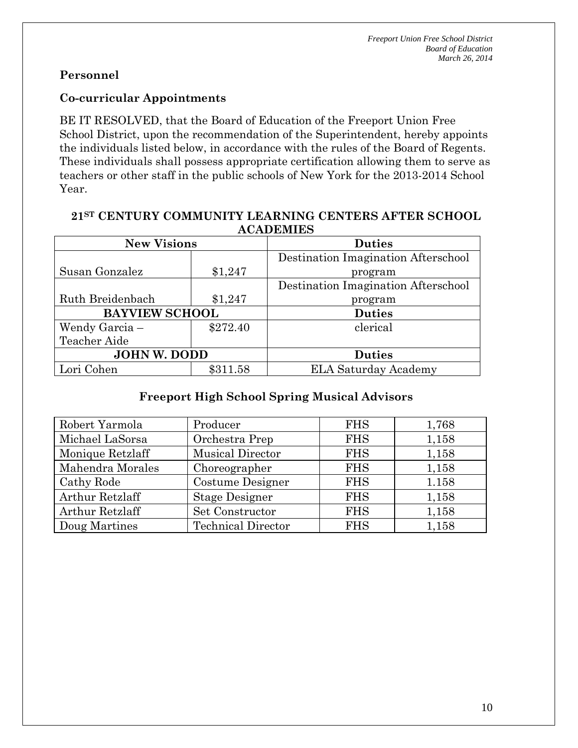**Personnel**

**Co-curricular Appointments**

BE IT RESOLVED, that the Board of Education of the Freeport Union Free School District, upon the recommendation of the Superintendent, hereby appoints the individuals listed below, in accordance with the rules of the Board of Regents. These individuals shall possess appropriate certification allowing them to serve as teachers or other staff in the public schools of New York for the 2013-2014 School Year.

**21ST CENTURY COMMUNITY LEARNING CENTERS AFTER SCHOOL ACADEMIES**

| **New Visions** | | **Duties** |
|---|---|---|
| Susan Gonzalez | $1,247 | Destination Imagination Afterschool program |
| Ruth Breidenbach | $1,247 | Destination Imagination Afterschool program |
| **BAYVIEW SCHOOL** | | **Duties** |
| Wendy Garcia – Teacher Aide | $272.40 | clerical |
| **JOHN W. DODD** | | **Duties** |
| Lori Cohen | $311.58 | ELA Saturday Academy |

**Freeport High School Spring Musical Advisors**

| | | | |
|---|---|---|---|
| Robert Yarmola | Producer | FHS | 1,768 |
| Michael LaSorsa | Orchestra Prep | FHS | 1,158 |
| Monique Retzlaff | Musical Director | FHS | 1,158 |
| Mahendra Morales | Choreographer | FHS | 1,158 |
| Cathy Rode | Costume Designer | FHS | 1.158 |
| Arthur Retzlaff | Stage Designer | FHS | 1,158 |
| Arthur Retzlaff | Set Constructor | FHS | 1,158 |
| Doug Martines | Technical Director | FHS | 1,158 |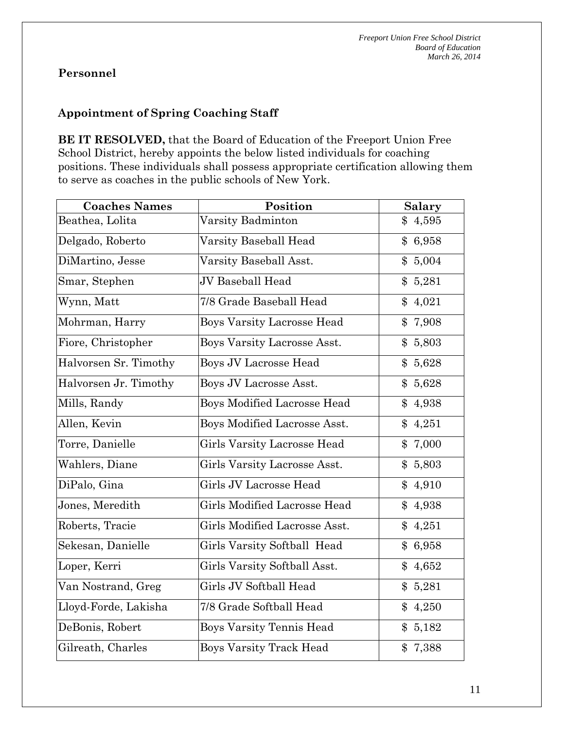**Personnel**

**Appointment of Spring Coaching Staff**

**BE IT RESOLVED,** that the Board of Education of the Freeport Union Free School District, hereby appoints the below listed individuals for coaching positions. These individuals shall possess appropriate certification allowing them to serve as coaches in the public schools of New York.

| Coaches Names | Position | Salary |
|---|---|---|
| Beathea, Lolita | Varsity Badminton | $ 4,595 |
| Delgado, Roberto | Varsity Baseball Head | $ 6,958 |
| DiMartino, Jesse | Varsity Baseball Asst. | $ 5,004 |
| Smar, Stephen | JV Baseball Head | $ 5,281 |
| Wynn, Matt | 7/8 Grade Baseball Head | $ 4,021 |
| Mohrman, Harry | Boys Varsity Lacrosse Head | $ 7,908 |
| Fiore, Christopher | Boys Varsity Lacrosse Asst. | $ 5,803 |
| Halvorsen Sr. Timothy | Boys JV Lacrosse Head | $ 5,628 |
| Halvorsen Jr. Timothy | Boys JV Lacrosse Asst. | $ 5,628 |
| Mills, Randy | Boys Modified Lacrosse Head | $ 4,938 |
| Allen, Kevin | Boys Modified Lacrosse Asst. | $ 4,251 |
| Torre, Danielle | Girls Varsity Lacrosse Head | $ 7,000 |
| Wahlers, Diane | Girls Varsity Lacrosse Asst. | $ 5,803 |
| DiPalo, Gina | Girls JV Lacrosse Head | $ 4,910 |
| Jones, Meredith | Girls Modified Lacrosse Head | $ 4,938 |
| Roberts, Tracie | Girls Modified Lacrosse Asst. | $ 4,251 |
| Sekesan, Danielle | Girls Varsity Softball Head | $ 6,958 |
| Loper, Kerri | Girls Varsity Softball Asst. | $ 4,652 |
| Van Nostrand, Greg | Girls JV Softball Head | $ 5,281 |
| Lloyd-Forde, Lakisha | 7/8 Grade Softball Head | $ 4,250 |
| DeBonis, Robert | Boys Varsity Tennis Head | $ 5,182 |
| Gilreath, Charles | Boys Varsity Track Head | $ 7,388 |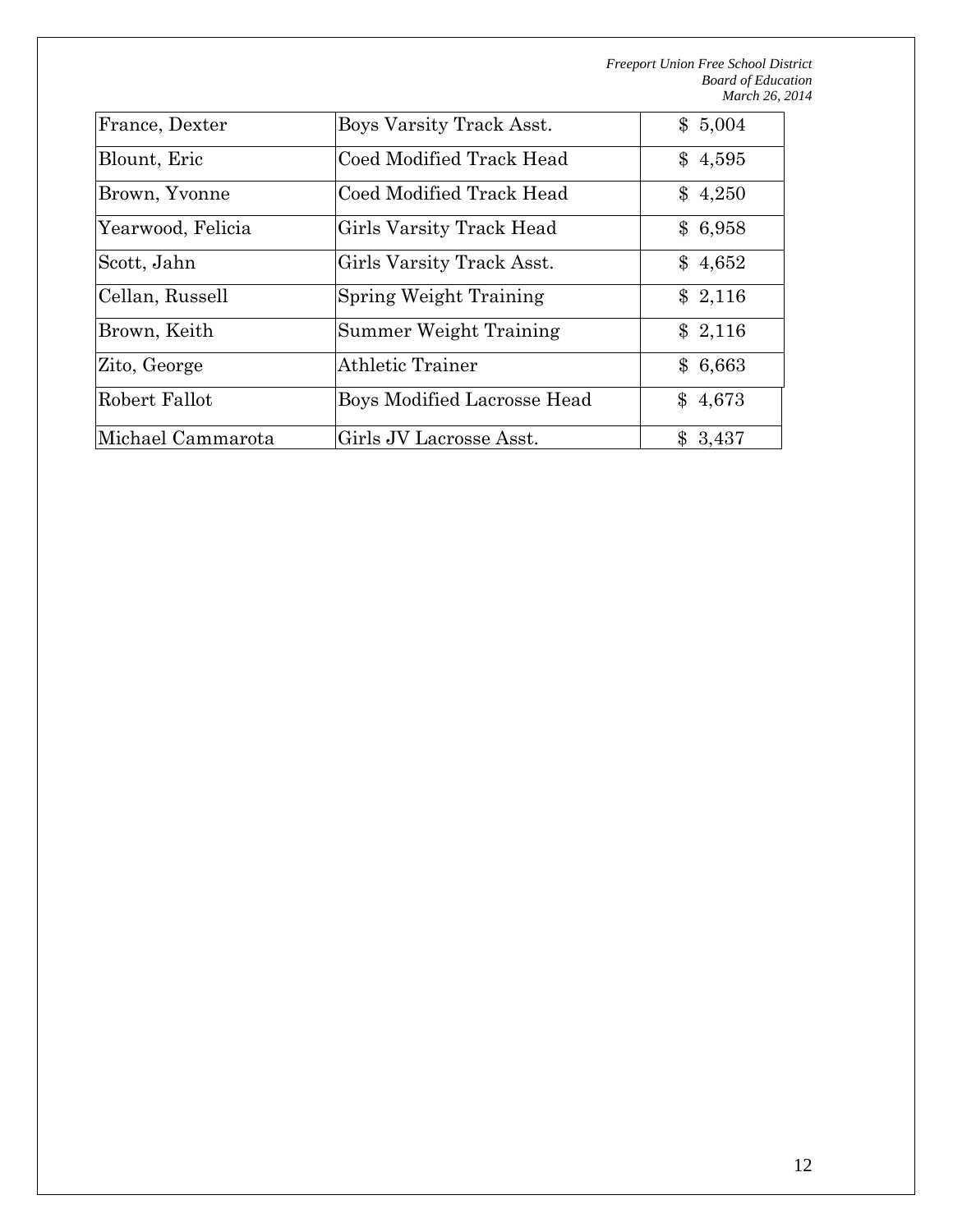| France, Dexter | Boys Varsity Track Asst. | $ 5,004 |
|---|---|---|
| Blount, Eric | Coed Modified Track Head | $ 4,595 |
| Brown, Yvonne | Coed Modified Track Head | $ 4,250 |
| Yearwood, Felicia | Girls Varsity Track Head | $ 6,958 |
| Scott, Jahn | Girls Varsity Track Asst. | $ 4,652 |
| Cellan, Russell | Spring Weight Training | $ 2,116 |
| Brown, Keith | Summer Weight Training | $ 2,116 |
| Zito, George | Athletic Trainer | $ 6,663 |
| Robert Fallot | Boys Modified Lacrosse Head | $ 4,673 |
| Michael Cammarota | Girls JV Lacrosse Asst. | $ 3,437 |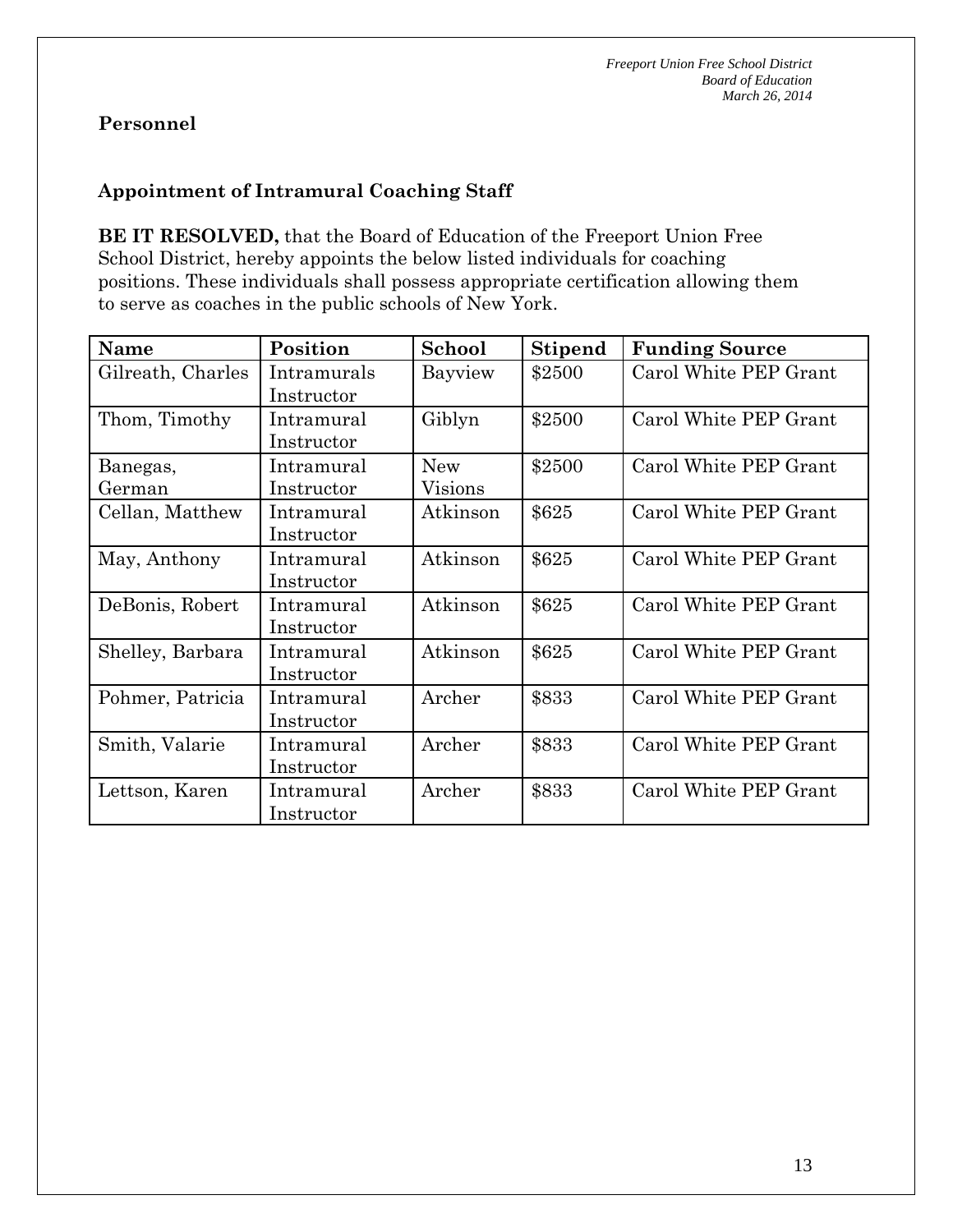## Personnel

### Appointment of Intramural Coaching Staff

**BE IT RESOLVED,** that the Board of Education of the Freeport Union Free School District, hereby appoints the below listed individuals for coaching positions. These individuals shall possess appropriate certification allowing them to serve as coaches in the public schools of New York.

| Name | Position | School | Stipend | Funding Source |
|---|---|---|---|---|
| Gilreath, Charles | Intramurals Instructor | Bayview | $2500 | Carol White PEP Grant |
| Thom, Timothy | Intramural Instructor | Giblyn | $2500 | Carol White PEP Grant |
| Banegas, German | Intramural Instructor | New Visions | $2500 | Carol White PEP Grant |
| Cellan, Matthew | Intramural Instructor | Atkinson | $625 | Carol White PEP Grant |
| May, Anthony | Intramural Instructor | Atkinson | $625 | Carol White PEP Grant |
| DeBonis, Robert | Intramural Instructor | Atkinson | $625 | Carol White PEP Grant |
| Shelley, Barbara | Intramural Instructor | Atkinson | $625 | Carol White PEP Grant |
| Pohmer, Patricia | Intramural Instructor | Archer | $833 | Carol White PEP Grant |
| Smith, Valarie | Intramural Instructor | Archer | $833 | Carol White PEP Grant |
| Lettson, Karen | Intramural Instructor | Archer | $833 | Carol White PEP Grant |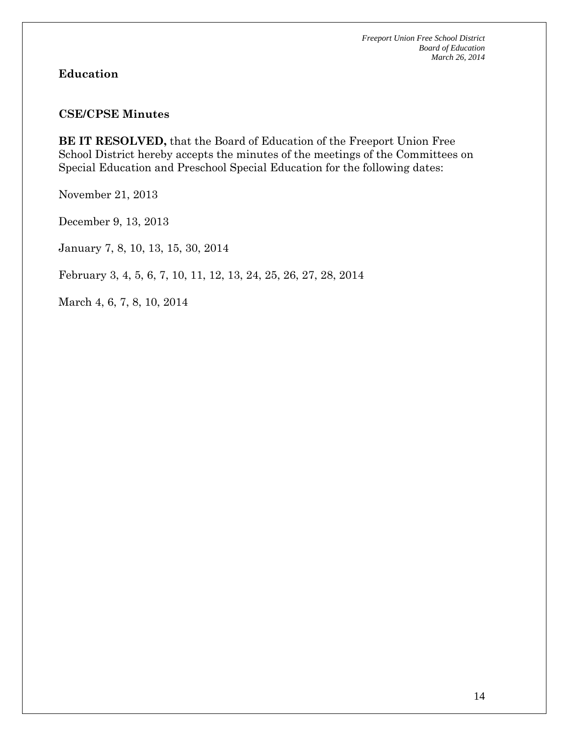## Education

### CSE/CPSE Minutes

**BE IT RESOLVED,** that the Board of Education of the Freeport Union Free School District hereby accepts the minutes of the meetings of the Committees on Special Education and Preschool Special Education for the following dates:

November 21, 2013

December 9, 13, 2013

January 7, 8, 10, 13, 15, 30, 2014

February 3, 4, 5, 6, 7, 10, 11, 12, 13, 24, 25, 26, 27, 28, 2014

March 4, 6, 7, 8, 10, 2014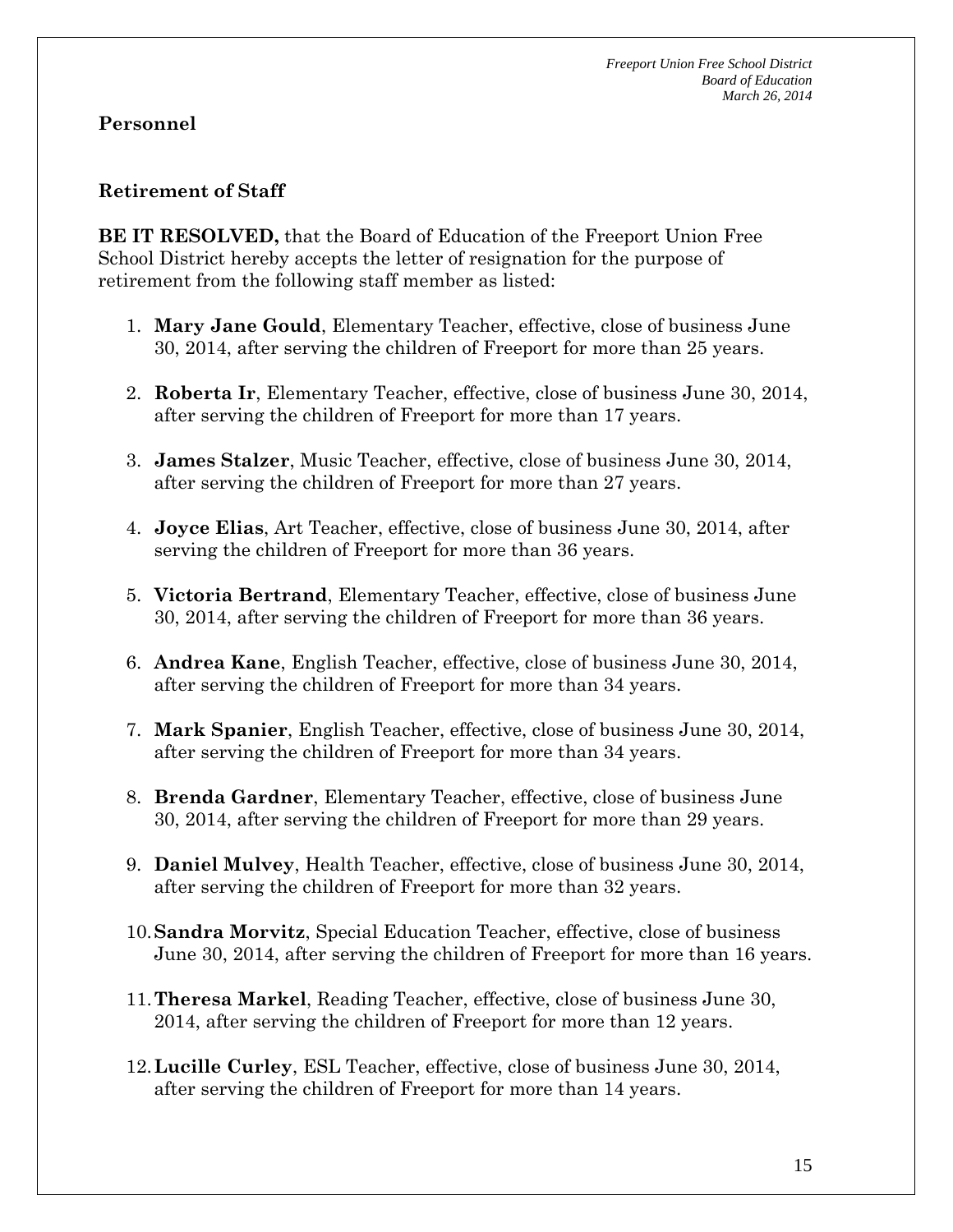## Personnel

### Retirement of Staff

**BE IT RESOLVED,** that the Board of Education of the Freeport Union Free School District hereby accepts the letter of resignation for the purpose of retirement from the following staff member as listed:

1. **Mary Jane Gould**, Elementary Teacher, effective, close of business June 30, 2014, after serving the children of Freeport for more than 25 years.

2. **Roberta Ir**, Elementary Teacher, effective, close of business June 30, 2014, after serving the children of Freeport for more than 17 years.

3. **James Stalzer**, Music Teacher, effective, close of business June 30, 2014, after serving the children of Freeport for more than 27 years.

4. **Joyce Elias**, Art Teacher, effective, close of business June 30, 2014, after serving the children of Freeport for more than 36 years.

5. **Victoria Bertrand**, Elementary Teacher, effective, close of business June 30, 2014, after serving the children of Freeport for more than 36 years.

6. **Andrea Kane**, English Teacher, effective, close of business June 30, 2014, after serving the children of Freeport for more than 34 years.

7. **Mark Spanier**, English Teacher, effective, close of business June 30, 2014, after serving the children of Freeport for more than 34 years.

8. **Brenda Gardner**, Elementary Teacher, effective, close of business June 30, 2014, after serving the children of Freeport for more than 29 years.

9. **Daniel Mulvey**, Health Teacher, effective, close of business June 30, 2014, after serving the children of Freeport for more than 32 years.

10. **Sandra Morvitz**, Special Education Teacher, effective, close of business June 30, 2014, after serving the children of Freeport for more than 16 years.

11. **Theresa Markel**, Reading Teacher, effective, close of business June 30, 2014, after serving the children of Freeport for more than 12 years.

12. **Lucille Curley**, ESL Teacher, effective, close of business June 30, 2014, after serving the children of Freeport for more than 14 years.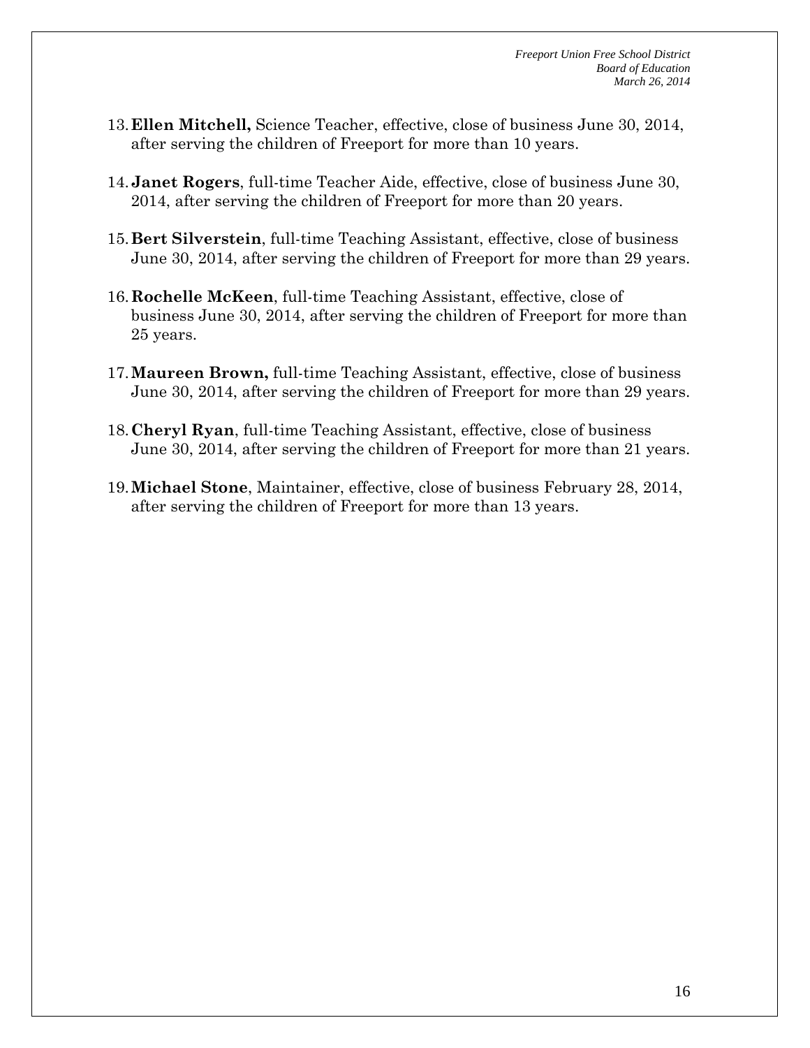13. **Ellen Mitchell,** Science Teacher, effective, close of business June 30, 2014, after serving the children of Freeport for more than 10 years.

14. **Janet Rogers**, full-time Teacher Aide, effective, close of business June 30, 2014, after serving the children of Freeport for more than 20 years.

15. **Bert Silverstein**, full-time Teaching Assistant, effective, close of business June 30, 2014, after serving the children of Freeport for more than 29 years.

16. **Rochelle McKeen**, full-time Teaching Assistant, effective, close of business June 30, 2014, after serving the children of Freeport for more than 25 years.

17. **Maureen Brown,** full-time Teaching Assistant, effective, close of business June 30, 2014, after serving the children of Freeport for more than 29 years.

18. **Cheryl Ryan**, full-time Teaching Assistant, effective, close of business June 30, 2014, after serving the children of Freeport for more than 21 years.

19. **Michael Stone**, Maintainer, effective, close of business February 28, 2014, after serving the children of Freeport for more than 13 years.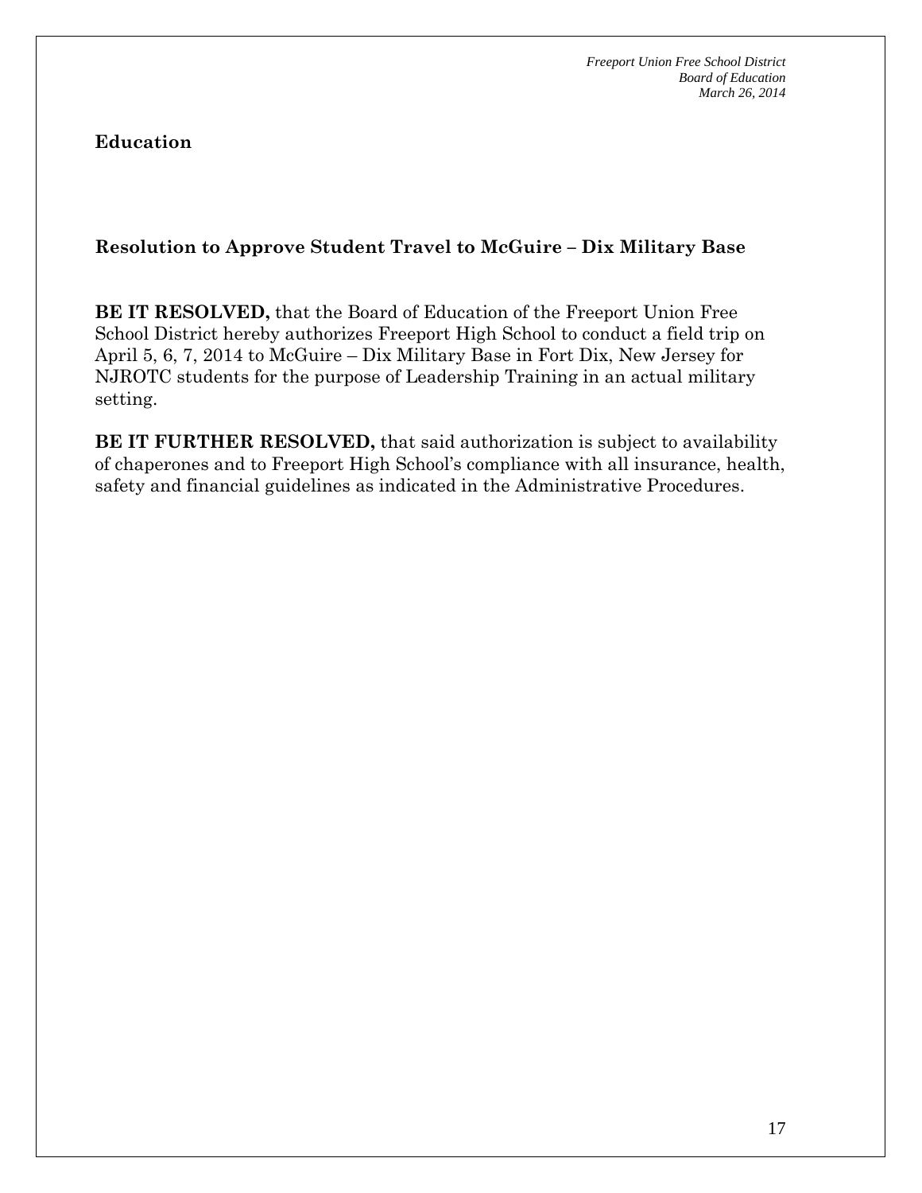**Education**

**Resolution to Approve Student Travel to McGuire – Dix Military Base**

**BE IT RESOLVED,** that the Board of Education of the Freeport Union Free School District hereby authorizes Freeport High School to conduct a field trip on April 5, 6, 7, 2014 to McGuire – Dix Military Base in Fort Dix, New Jersey for NJROTC students for the purpose of Leadership Training in an actual military setting.

**BE IT FURTHER RESOLVED,** that said authorization is subject to availability of chaperones and to Freeport High School's compliance with all insurance, health, safety and financial guidelines as indicated in the Administrative Procedures.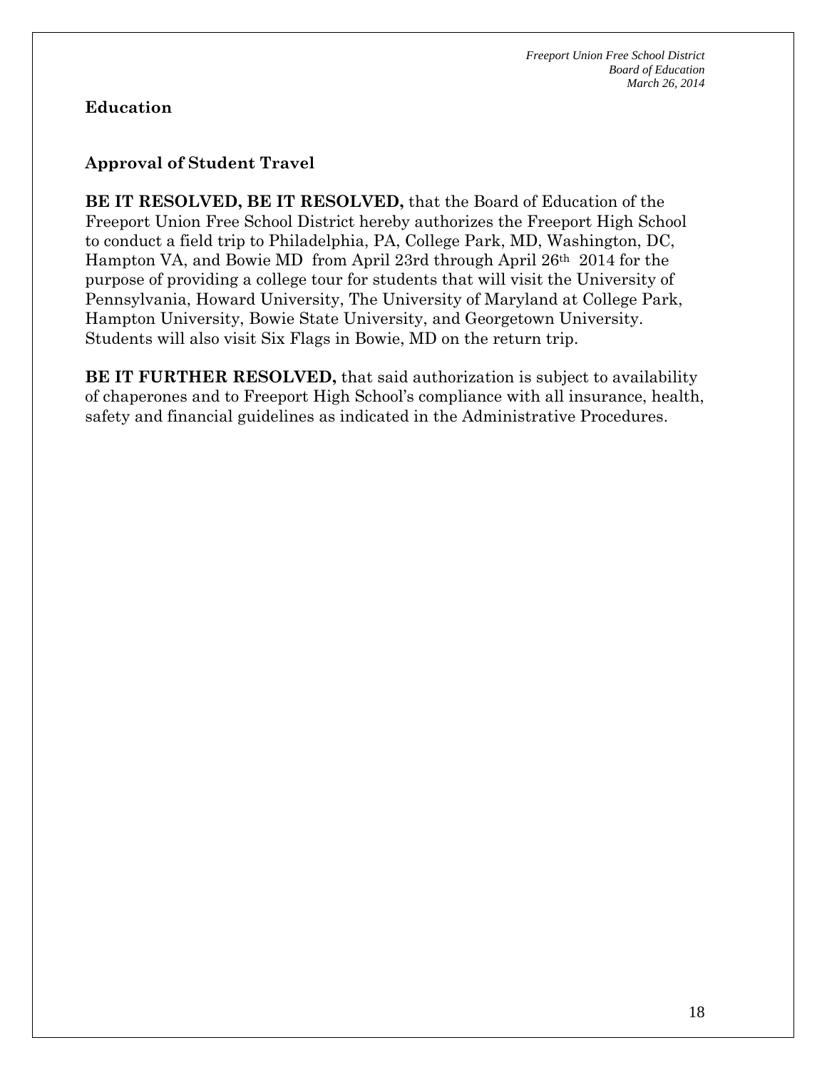## Education

### Approval of Student Travel

**BE IT RESOLVED, BE IT RESOLVED,** that the Board of Education of the Freeport Union Free School District hereby authorizes the Freeport High School to conduct a field trip to Philadelphia, PA, College Park, MD, Washington, DC, Hampton VA, and Bowie MD from April 23rd through April 26th 2014 for the purpose of providing a college tour for students that will visit the University of Pennsylvania, Howard University, The University of Maryland at College Park, Hampton University, Bowie State University, and Georgetown University. Students will also visit Six Flags in Bowie, MD on the return trip.

**BE IT FURTHER RESOLVED,** that said authorization is subject to availability of chaperones and to Freeport High School's compliance with all insurance, health, safety and financial guidelines as indicated in the Administrative Procedures.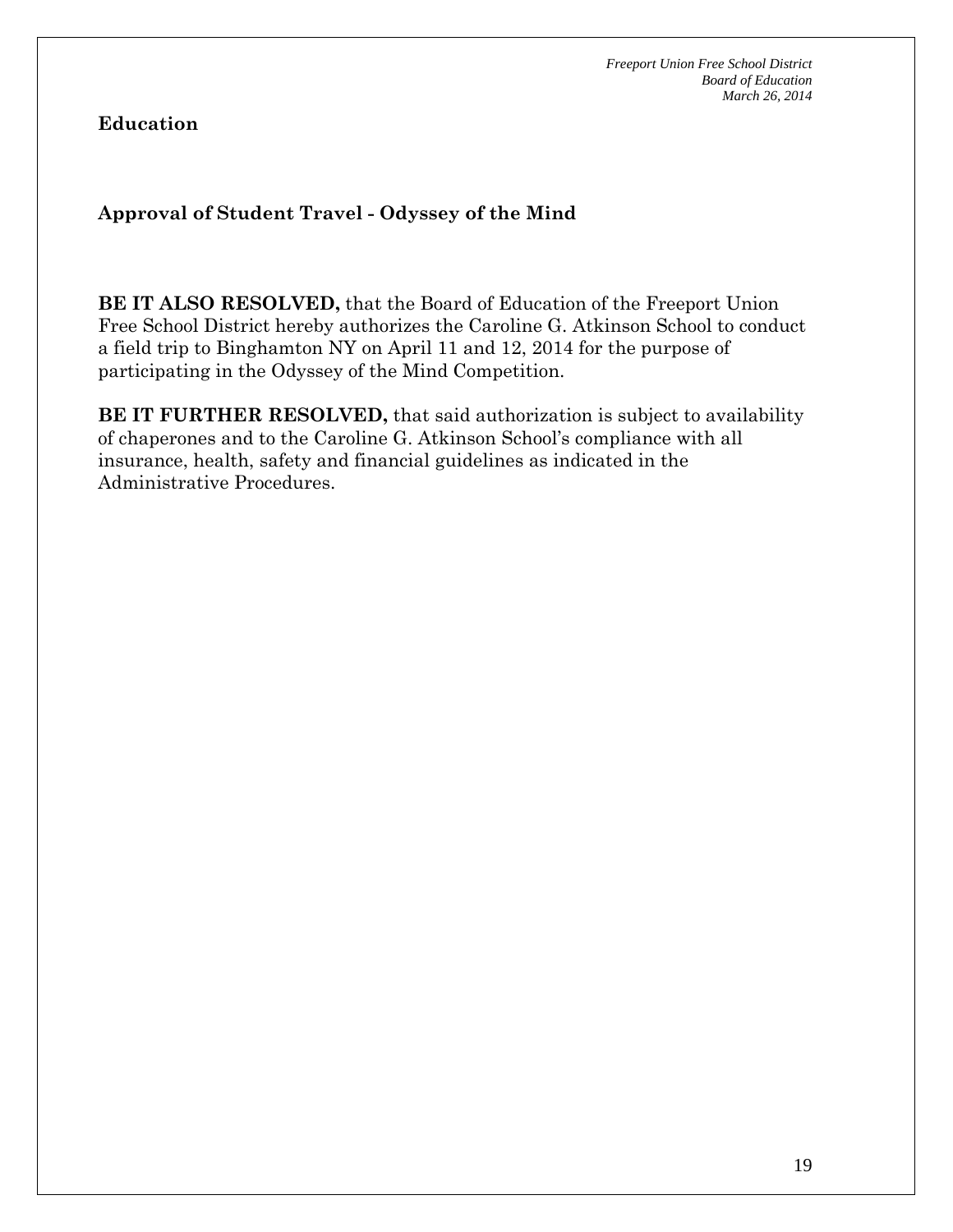**Education**

**Approval of Student Travel - Odyssey of the Mind**

**BE IT ALSO RESOLVED,** that the Board of Education of the Freeport Union Free School District hereby authorizes the Caroline G. Atkinson School to conduct a field trip to Binghamton NY on April 11 and 12, 2014 for the purpose of participating in the Odyssey of the Mind Competition.

**BE IT FURTHER RESOLVED,** that said authorization is subject to availability of chaperones and to the Caroline G. Atkinson School's compliance with all insurance, health, safety and financial guidelines as indicated in the Administrative Procedures.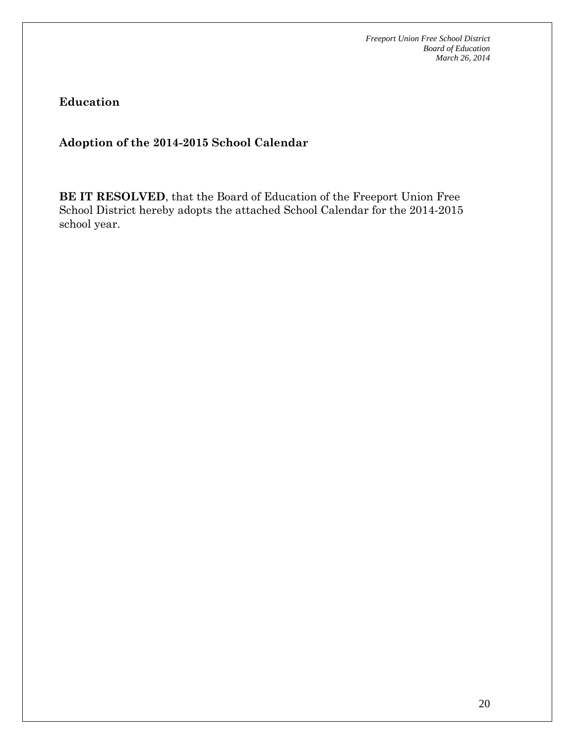**Education**

**Adoption of the 2014-2015 School Calendar**

**BE IT RESOLVED**, that the Board of Education of the Freeport Union Free School District hereby adopts the attached School Calendar for the 2014-2015 school year.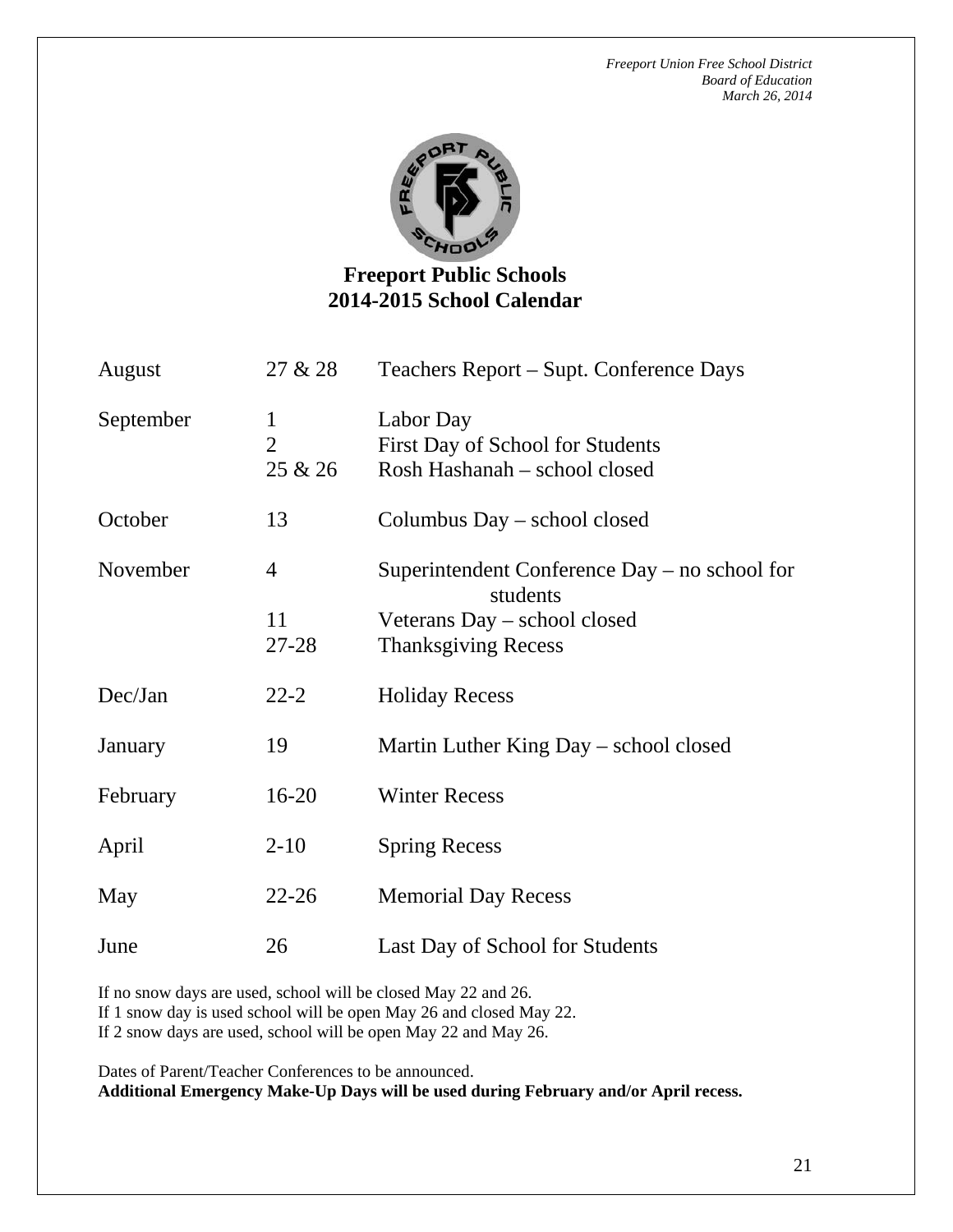*Freeport Union Free School District*
*Board of Education*
*March 26, 2014*

## Freeport Public Schools
## 2014-2015 School Calendar

| | | |
|---|---|---|
| August | 27 & 28 | Teachers Report – Supt. Conference Days |
| September | 1 | Labor Day |
| | 2 | First Day of School for Students |
| | 25 & 26 | Rosh Hashanah – school closed |
| October | 13 | Columbus Day – school closed |
| November | 4 | Superintendent Conference Day – no school for students |
| | 11 | Veterans Day – school closed |
| | 27-28 | Thanksgiving Recess |
| Dec/Jan | 22-2 | Holiday Recess |
| January | 19 | Martin Luther King Day – school closed |
| February | 16-20 | Winter Recess |
| April | 2-10 | Spring Recess |
| May | 22-26 | Memorial Day Recess |
| June | 26 | Last Day of School for Students |

If no snow days are used, school will be closed May 22 and 26.
If 1 snow day is used school will be open May 26 and closed May 22.
If 2 snow days are used, school will be open May 22 and May 26.

Dates of Parent/Teacher Conferences to be announced.
**Additional Emergency Make-Up Days will be used during February and/or April recess.**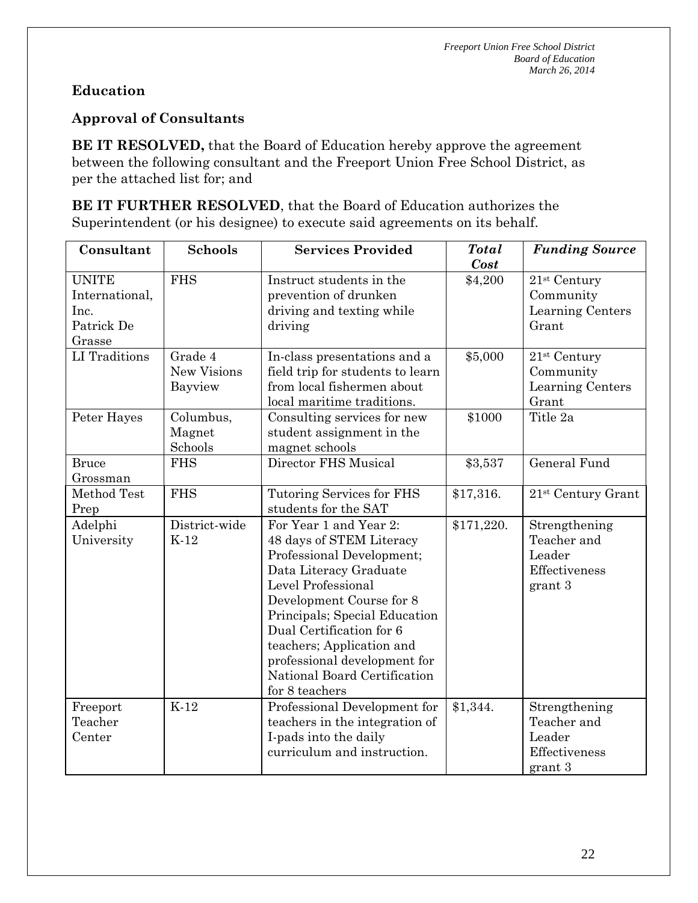**Education**

**Approval of Consultants**

**BE IT RESOLVED,** that the Board of Education hereby approve the agreement between the following consultant and the Freeport Union Free School District, as per the attached list for; and

**BE IT FURTHER RESOLVED**, that the Board of Education authorizes the Superintendent (or his designee) to execute said agreements on its behalf.

| Consultant | Schools | Services Provided | *Total Cost* | *Funding Source* |
|---|---|---|---|---|
| UNITE International, Inc. Patrick De Grasse | FHS | Instruct students in the prevention of drunken driving and texting while driving | \$4,200 | 21st Century Community Learning Centers Grant |
| LI Traditions | Grade 4 New Visions Bayview | In-class presentations and a field trip for students to learn from local fishermen about local maritime traditions. | \$5,000 | 21st Century Community Learning Centers Grant |
| Peter Hayes | Columbus, Magnet Schools | Consulting services for new student assignment in the magnet schools | \$1000 | Title 2a |
| Bruce Grossman | FHS | Director FHS Musical | \$3,537 | General Fund |
| Method Test Prep | FHS | Tutoring Services for FHS students for the SAT | \$17,316. | 21st Century Grant |
| Adelphi University | District-wide K-12 | For Year 1 and Year 2: 48 days of STEM Literacy Professional Development; Data Literacy Graduate Level Professional Development Course for 8 Principals; Special Education Dual Certification for 6 teachers; Application and professional development for National Board Certification for 8 teachers | \$171,220. | Strengthening Teacher and Leader Effectiveness grant 3 |
| Freeport Teacher Center | K-12 | Professional Development for teachers in the integration of I-pads into the daily curriculum and instruction. | \$1,344. | Strengthening Teacher and Leader Effectiveness grant 3 |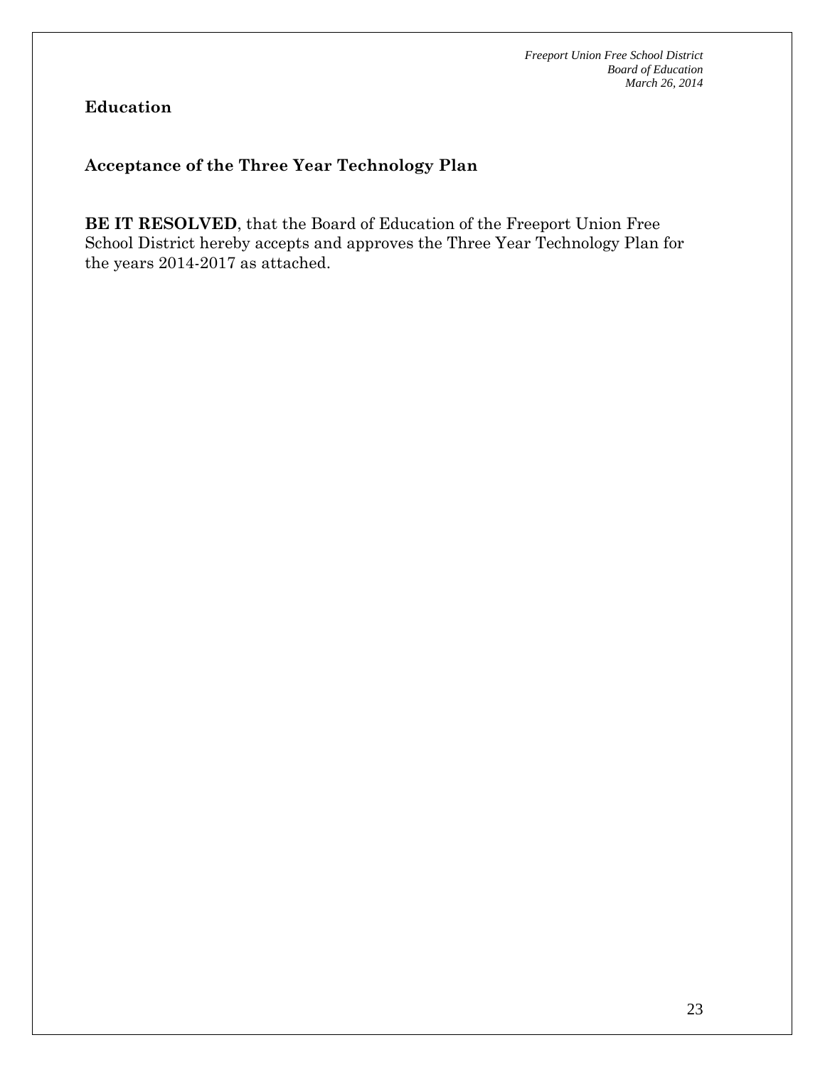**Education**

**Acceptance of the Three Year Technology Plan**

**BE IT RESOLVED**, that the Board of Education of the Freeport Union Free School District hereby accepts and approves the Three Year Technology Plan for the years 2014-2017 as attached.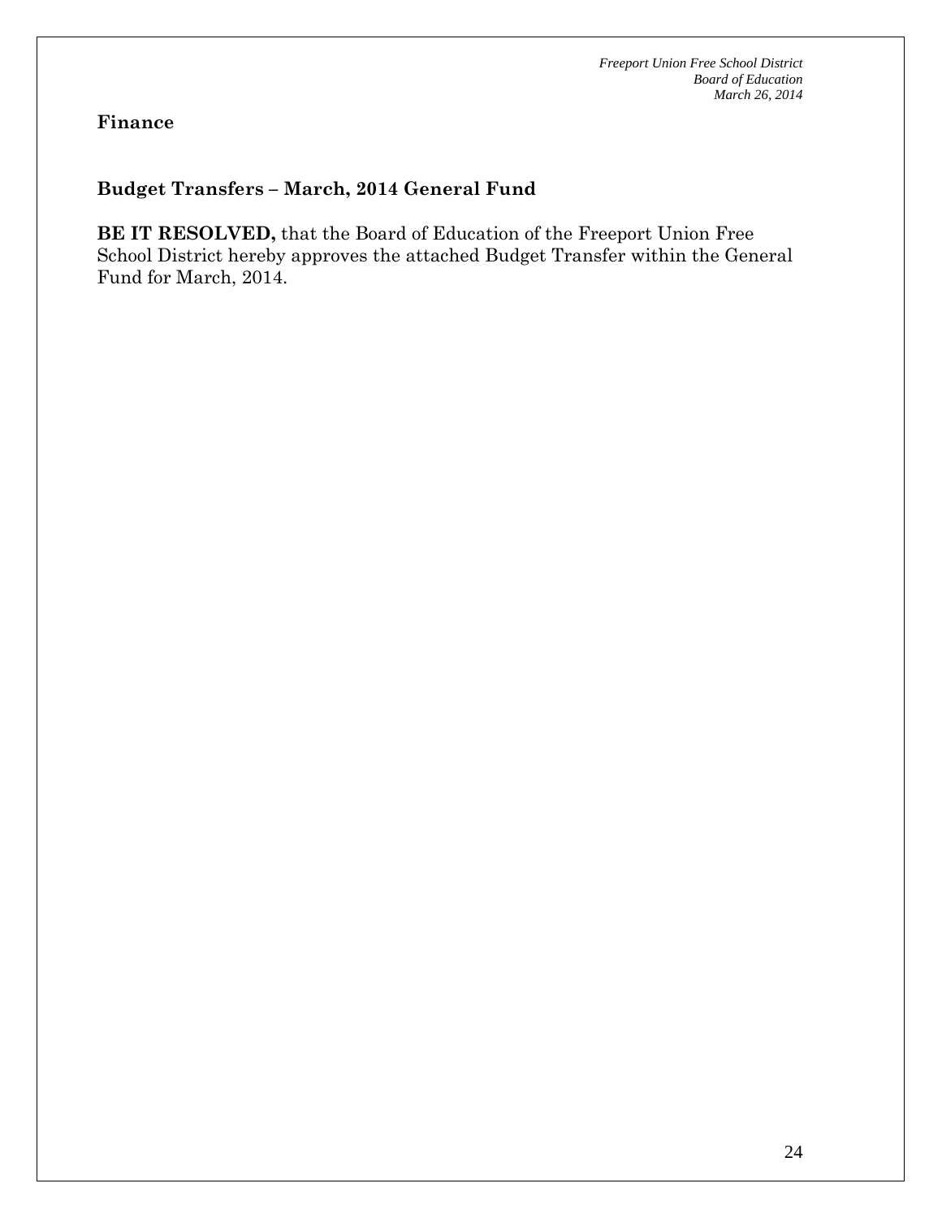## Finance

### Budget Transfers – March, 2014 General Fund

**BE IT RESOLVED,** that the Board of Education of the Freeport Union Free School District hereby approves the attached Budget Transfer within the General Fund for March, 2014.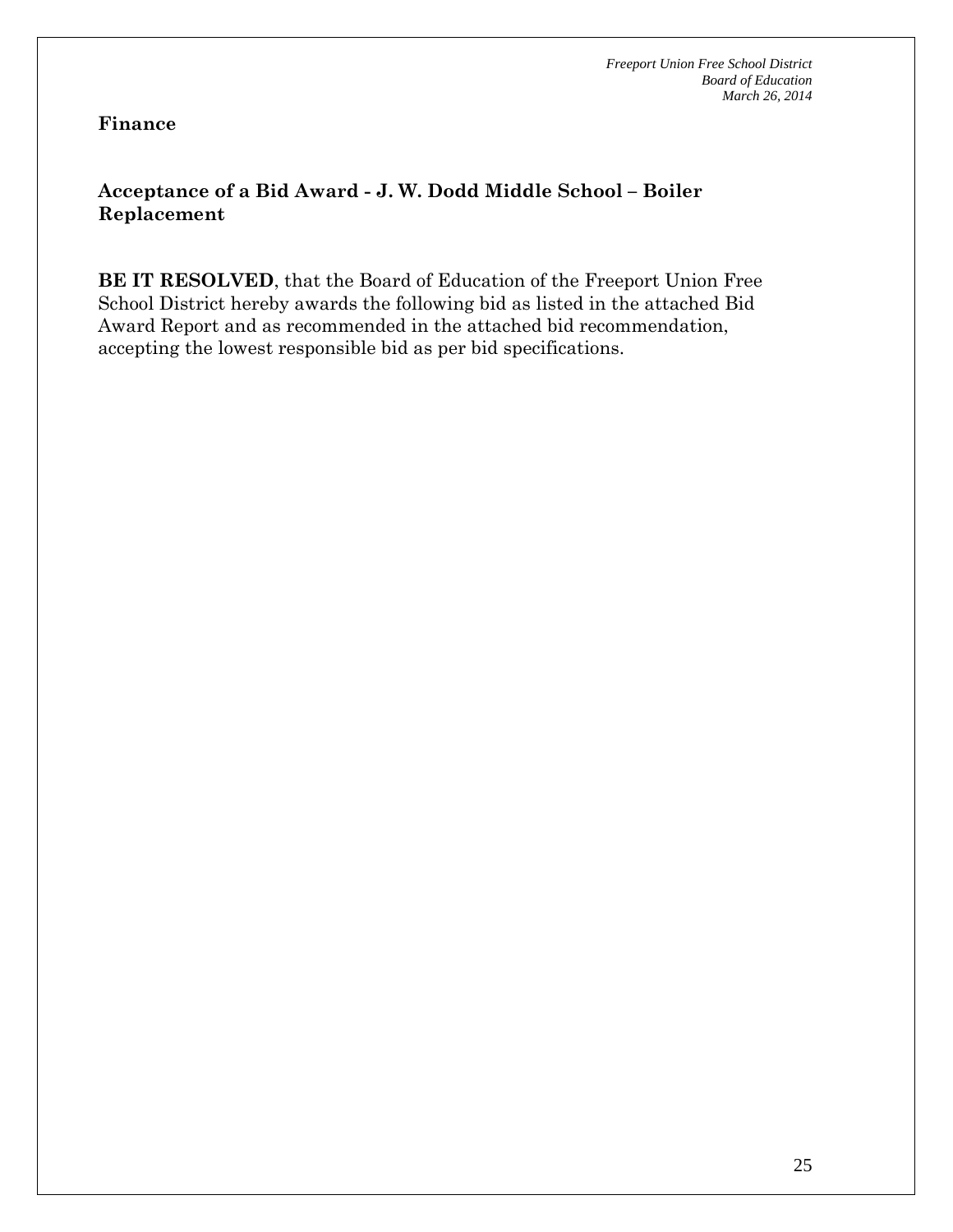## Finance

### Acceptance of a Bid Award - J. W. Dodd Middle School – Boiler Replacement

**BE IT RESOLVED**, that the Board of Education of the Freeport Union Free School District hereby awards the following bid as listed in the attached Bid Award Report and as recommended in the attached bid recommendation, accepting the lowest responsible bid as per bid specifications.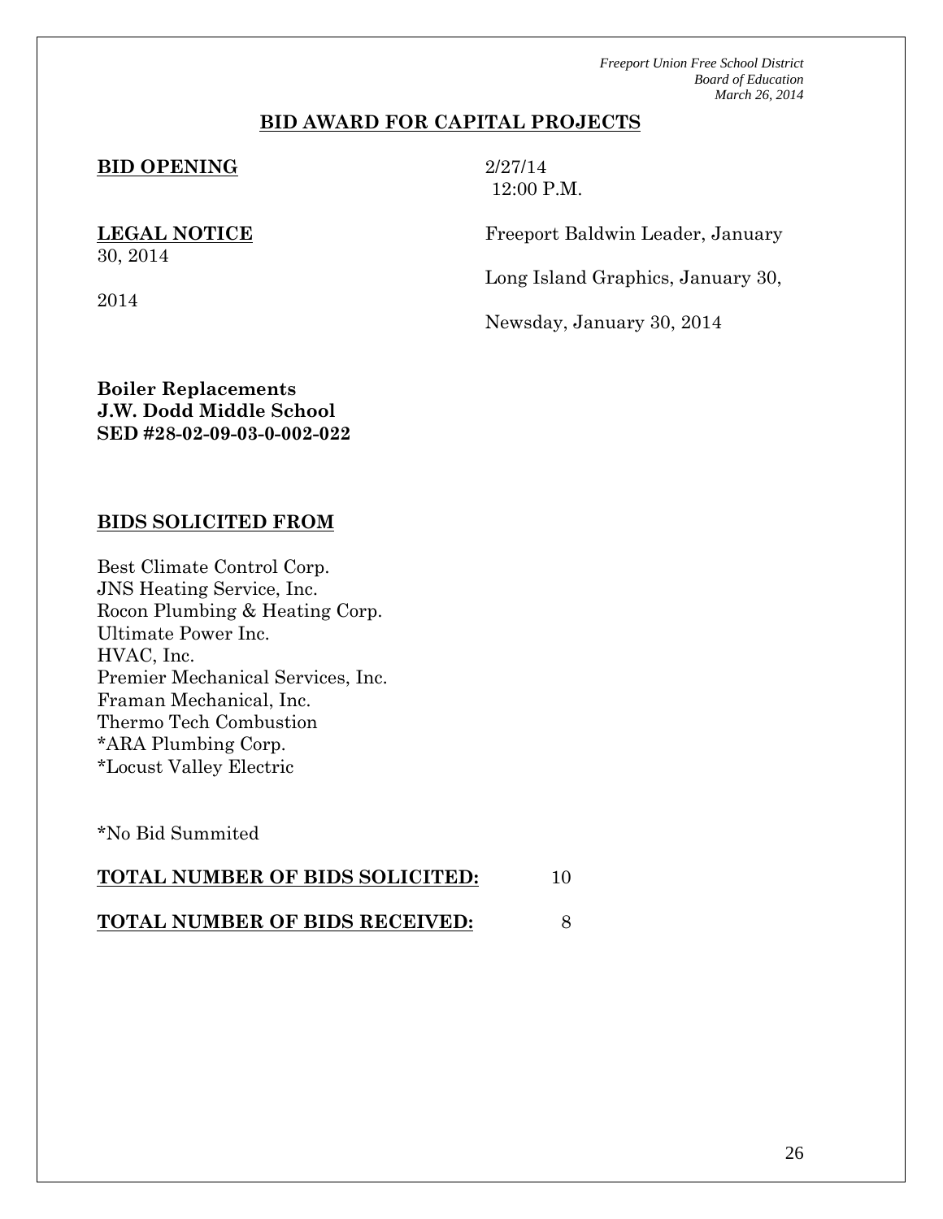*Freeport Union Free School District*
*Board of Education*
*March 26, 2014*

## BID AWARD FOR CAPITAL PROJECTS

**BID OPENING** 2/27/14
12:00 P.M.

**LEGAL NOTICE** Freeport Baldwin Leader, January 30, 2014

Long Island Graphics, January 30, 2014

Newsday, January 30, 2014

**Boiler Replacements**
**J.W. Dodd Middle School**
**SED #28-02-09-03-0-002-022**

**BIDS SOLICITED FROM**

Best Climate Control Corp.
JNS Heating Service, Inc.
Rocon Plumbing & Heating Corp.
Ultimate Power Inc.
HVAC, Inc.
Premier Mechanical Services, Inc.
Framan Mechanical, Inc.
Thermo Tech Combustion
*ARA Plumbing Corp.
*Locust Valley Electric

*No Bid Summited

**TOTAL NUMBER OF BIDS SOLICITED:** 10

**TOTAL NUMBER OF BIDS RECEIVED:** 8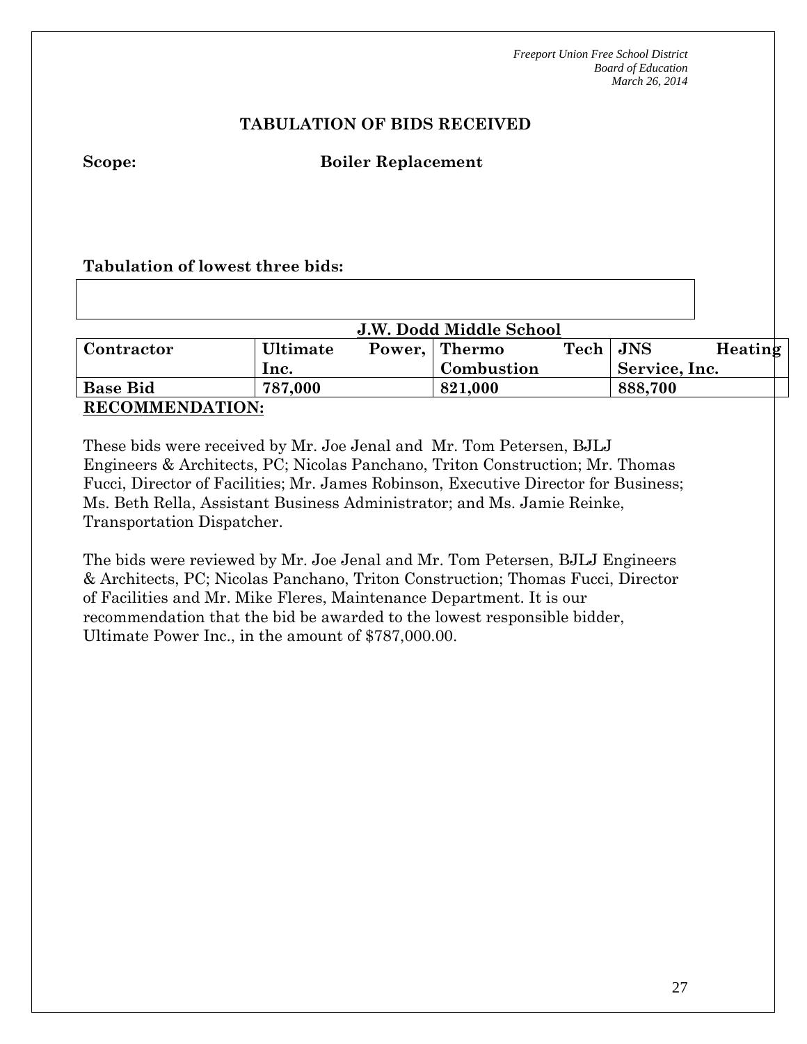*Freeport Union Free School District*
*Board of Education*
*March 26, 2014*

## TABULATION OF BIDS RECEIVED

**Scope:** **Boiler Replacement**

**Tabulation of lowest three bids:**

| | **J.W. Dodd Middle School** | | |
|---|---|---|---|
| **Contractor** | **Ultimate Power, Inc.** | **Thermo Tech Combustion** | **JNS Heating Service, Inc.** |
| **Base Bid** | **787,000** | **821,000** | **888,700** |

**RECOMMENDATION:**

These bids were received by Mr. Joe Jenal and Mr. Tom Petersen, BJLJ Engineers & Architects, PC; Nicolas Panchano, Triton Construction; Mr. Thomas Fucci, Director of Facilities; Mr. James Robinson, Executive Director for Business; Ms. Beth Rella, Assistant Business Administrator; and Ms. Jamie Reinke, Transportation Dispatcher.

The bids were reviewed by Mr. Joe Jenal and Mr. Tom Petersen, BJLJ Engineers & Architects, PC; Nicolas Panchano, Triton Construction; Thomas Fucci, Director of Facilities and Mr. Mike Fleres, Maintenance Department. It is our recommendation that the bid be awarded to the lowest responsible bidder, Ultimate Power Inc., in the amount of $787,000.00.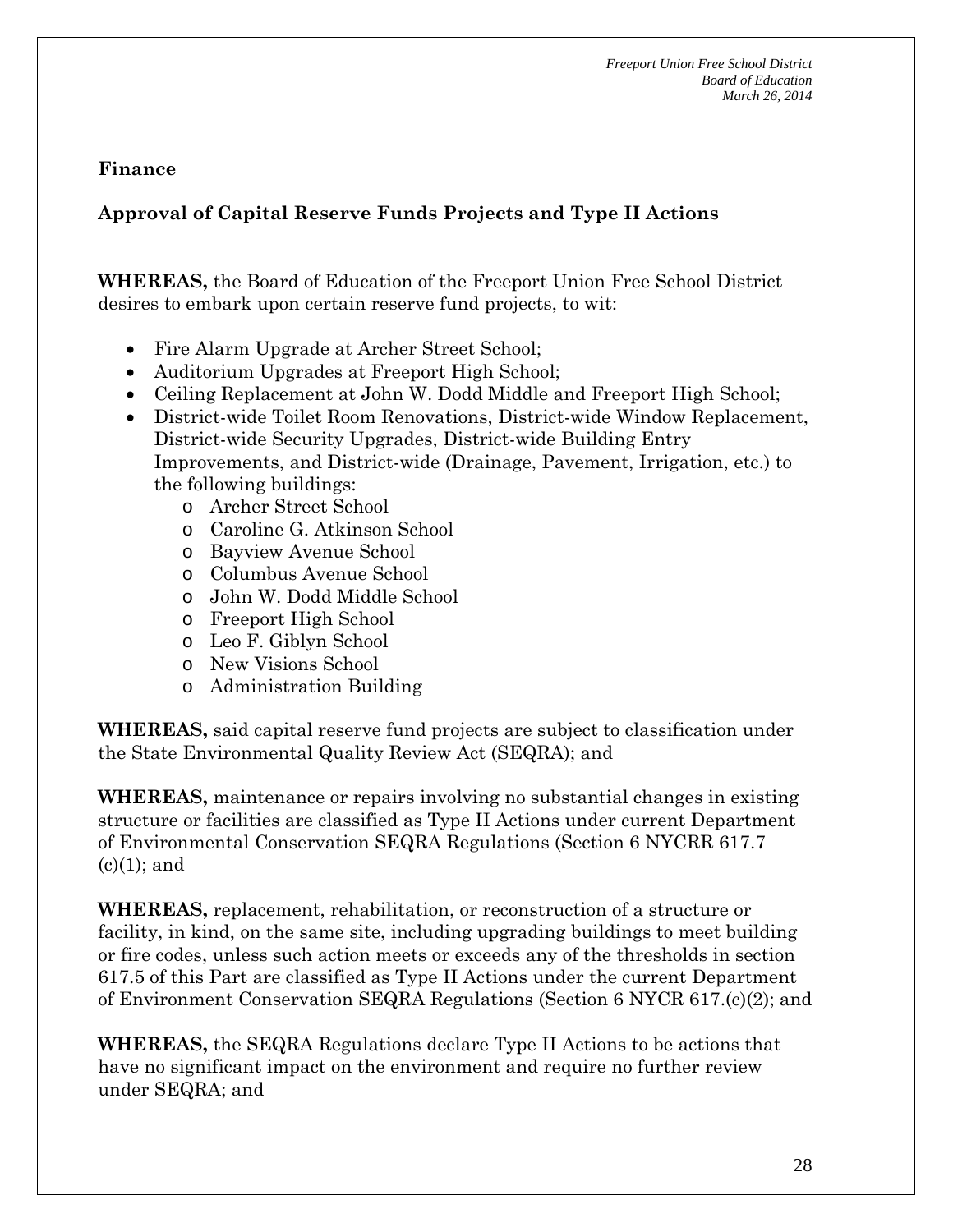**Finance**

**Approval of Capital Reserve Funds Projects and Type II Actions**

**WHEREAS,** the Board of Education of the Freeport Union Free School District desires to embark upon certain reserve fund projects, to wit:

- Fire Alarm Upgrade at Archer Street School;
- Auditorium Upgrades at Freeport High School;
- Ceiling Replacement at John W. Dodd Middle and Freeport High School;
- District-wide Toilet Room Renovations, District-wide Window Replacement, District-wide Security Upgrades, District-wide Building Entry Improvements, and District-wide (Drainage, Pavement, Irrigation, etc.) to the following buildings:
    - Archer Street School
    - Caroline G. Atkinson School
    - Bayview Avenue School
    - Columbus Avenue School
    - John W. Dodd Middle School
    - Freeport High School
    - Leo F. Giblyn School
    - New Visions School
    - Administration Building

**WHEREAS,** said capital reserve fund projects are subject to classification under the State Environmental Quality Review Act (SEQRA); and

**WHEREAS,** maintenance or repairs involving no substantial changes in existing structure or facilities are classified as Type II Actions under current Department of Environmental Conservation SEQRA Regulations (Section 6 NYCRR 617.7 (c)(1); and

**WHEREAS,** replacement, rehabilitation, or reconstruction of a structure or facility, in kind, on the same site, including upgrading buildings to meet building or fire codes, unless such action meets or exceeds any of the thresholds in section 617.5 of this Part are classified as Type II Actions under the current Department of Environment Conservation SEQRA Regulations (Section 6 NYCR 617.(c)(2); and

**WHEREAS,** the SEQRA Regulations declare Type II Actions to be actions that have no significant impact on the environment and require no further review under SEQRA; and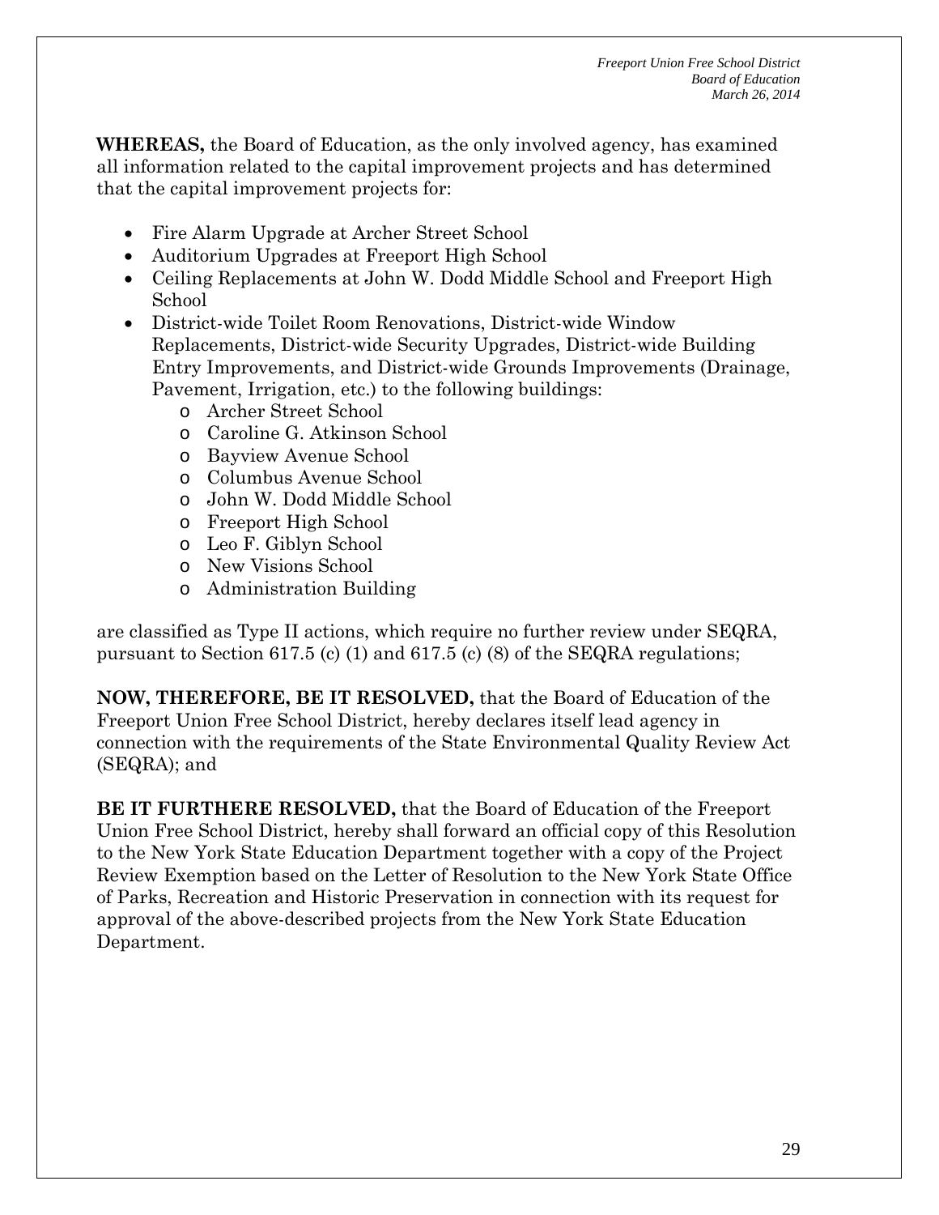**WHEREAS,** the Board of Education, as the only involved agency, has examined all information related to the capital improvement projects and has determined that the capital improvement projects for:

- Fire Alarm Upgrade at Archer Street School
- Auditorium Upgrades at Freeport High School
- Ceiling Replacements at John W. Dodd Middle School and Freeport High School
- District-wide Toilet Room Renovations, District-wide Window Replacements, District-wide Security Upgrades, District-wide Building Entry Improvements, and District-wide Grounds Improvements (Drainage, Pavement, Irrigation, etc.) to the following buildings:
    - Archer Street School
    - Caroline G. Atkinson School
    - Bayview Avenue School
    - Columbus Avenue School
    - John W. Dodd Middle School
    - Freeport High School
    - Leo F. Giblyn School
    - New Visions School
    - Administration Building

are classified as Type II actions, which require no further review under SEQRA, pursuant to Section 617.5 (c) (1) and 617.5 (c) (8) of the SEQRA regulations;

**NOW, THEREFORE, BE IT RESOLVED,** that the Board of Education of the Freeport Union Free School District, hereby declares itself lead agency in connection with the requirements of the State Environmental Quality Review Act (SEQRA); and

**BE IT FURTHERE RESOLVED,** that the Board of Education of the Freeport Union Free School District, hereby shall forward an official copy of this Resolution to the New York State Education Department together with a copy of the Project Review Exemption based on the Letter of Resolution to the New York State Office of Parks, Recreation and Historic Preservation in connection with its request for approval of the above-described projects from the New York State Education Department.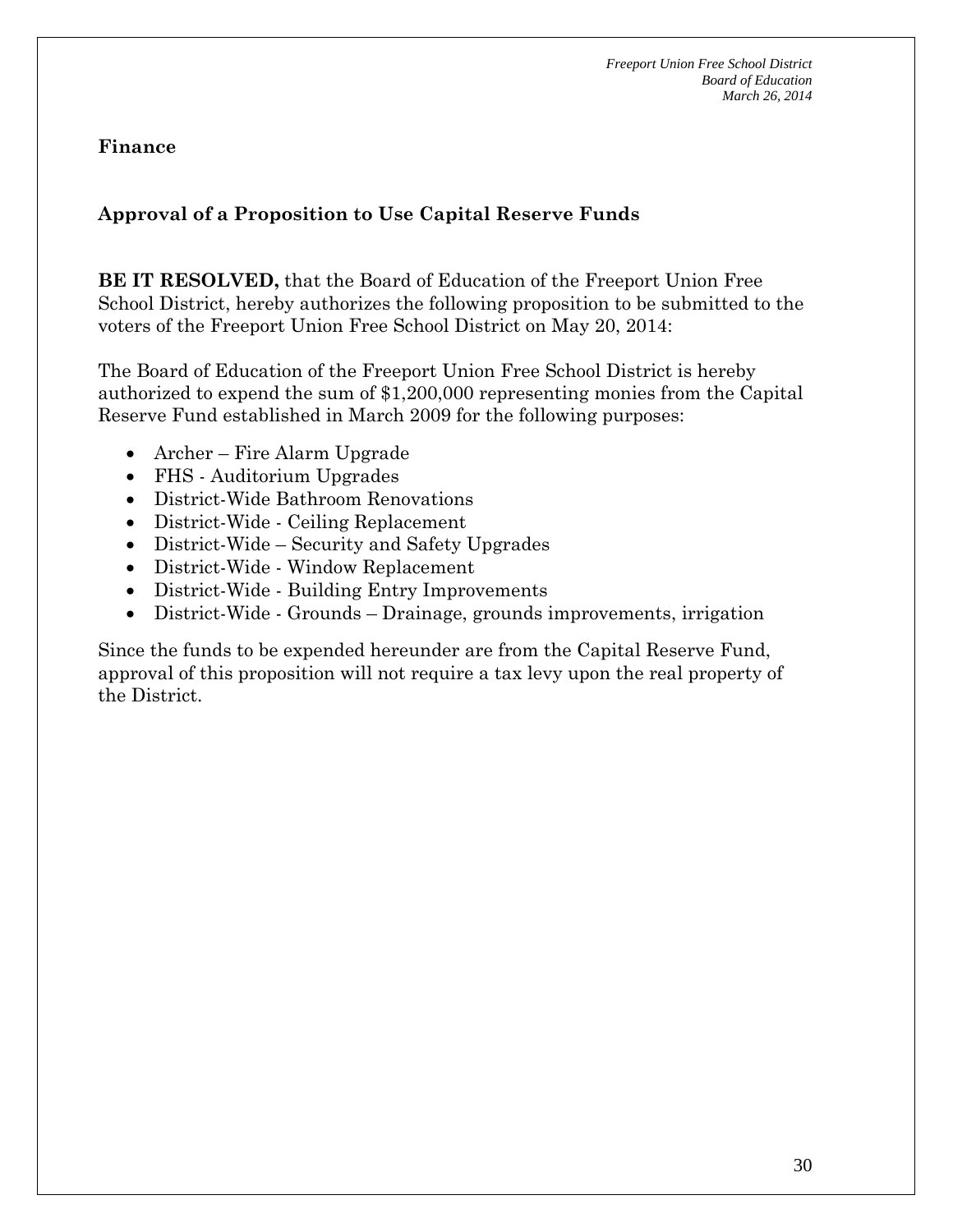## Finance

### Approval of a Proposition to Use Capital Reserve Funds

**BE IT RESOLVED,** that the Board of Education of the Freeport Union Free School District, hereby authorizes the following proposition to be submitted to the voters of the Freeport Union Free School District on May 20, 2014:

The Board of Education of the Freeport Union Free School District is hereby authorized to expend the sum of $1,200,000 representing monies from the Capital Reserve Fund established in March 2009 for the following purposes:

- Archer – Fire Alarm Upgrade
- FHS - Auditorium Upgrades
- District-Wide Bathroom Renovations
- District-Wide - Ceiling Replacement
- District-Wide – Security and Safety Upgrades
- District-Wide - Window Replacement
- District-Wide - Building Entry Improvements
- District-Wide - Grounds – Drainage, grounds improvements, irrigation

Since the funds to be expended hereunder are from the Capital Reserve Fund, approval of this proposition will not require a tax levy upon the real property of the District.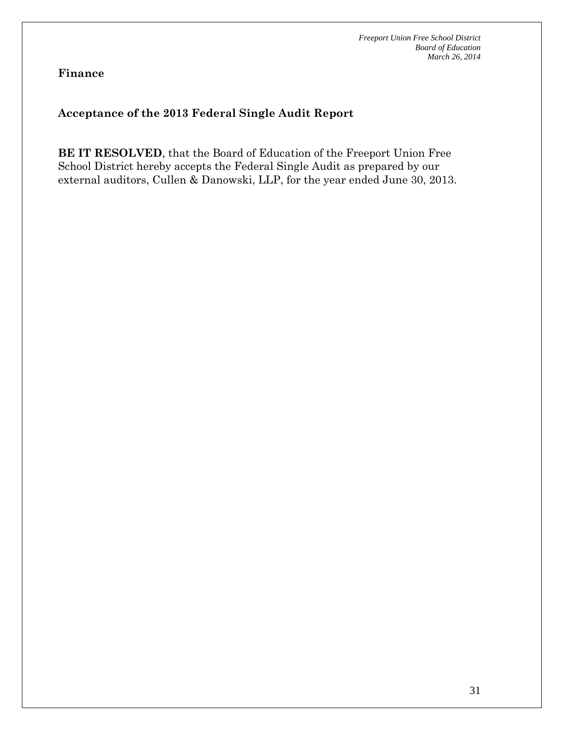**Finance**

**Acceptance of the 2013 Federal Single Audit Report**

**BE IT RESOLVED**, that the Board of Education of the Freeport Union Free School District hereby accepts the Federal Single Audit as prepared by our external auditors, Cullen & Danowski, LLP, for the year ended June 30, 2013.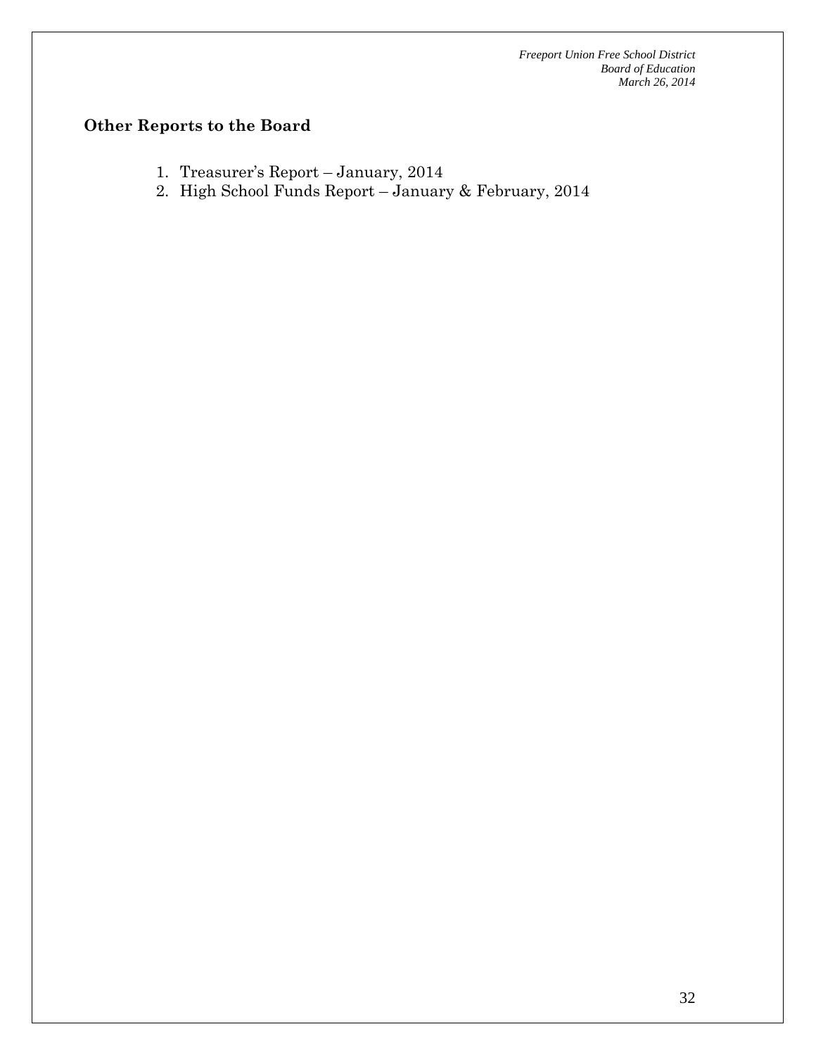## Other Reports to the Board

1. Treasurer's Report – January, 2014
2. High School Funds Report – January & February, 2014